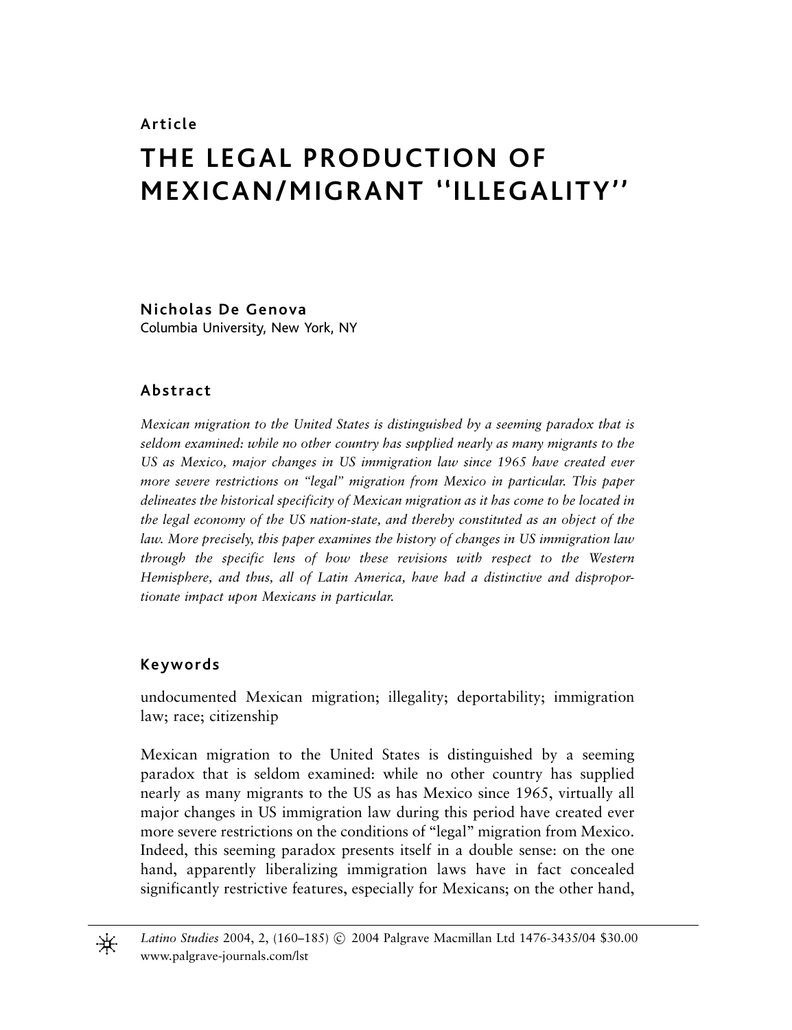**Article**

# THE LEGAL PRODUCTION OF MEXICAN/MIGRANT "ILLEGALITY"

**Nicholas De Genova**
Columbia University, New York, NY

## Abstract

*Mexican migration to the United States is distinguished by a seeming paradox that is seldom examined: while no other country has supplied nearly as many migrants to the US as Mexico, major changes in US immigration law since 1965 have created ever more severe restrictions on "legal" migration from Mexico in particular. This paper delineates the historical specificity of Mexican migration as it has come to be located in the legal economy of the US nation-state, and thereby constituted as an object of the law. More precisely, this paper examines the history of changes in US immigration law through the specific lens of how these revisions with respect to the Western Hemisphere, and thus, all of Latin America, have had a distinctive and disproportionate impact upon Mexicans in particular.*

## Keywords

undocumented Mexican migration; illegality; deportability; immigration law; race; citizenship

Mexican migration to the United States is distinguished by a seeming paradox that is seldom examined: while no other country has supplied nearly as many migrants to the US as has Mexico since 1965, virtually all major changes in US immigration law during this period have created ever more severe restrictions on the conditions of "legal" migration from Mexico. Indeed, this seeming paradox presents itself in a double sense: on the one hand, apparently liberalizing immigration laws have in fact concealed significantly restrictive features, especially for Mexicans; on the other hand,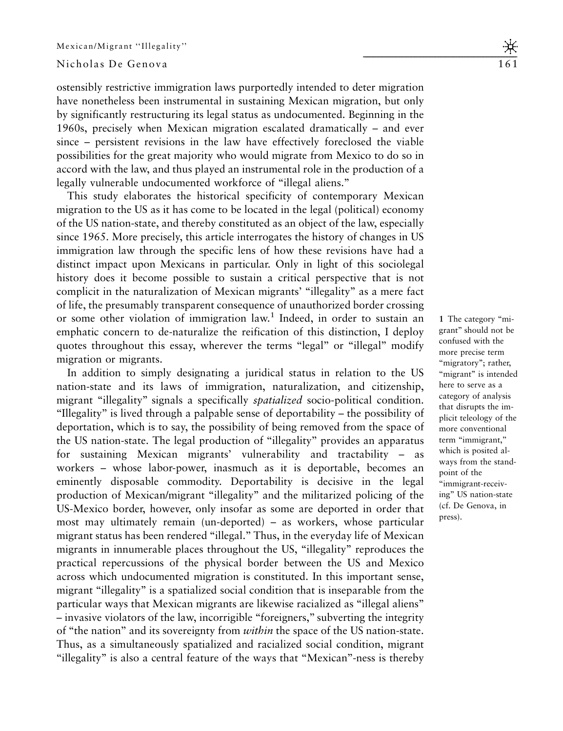ostensibly restrictive immigration laws purportedly intended to deter migration have nonetheless been instrumental in sustaining Mexican migration, but only by significantly restructuring its legal status as undocumented. Beginning in the 1960s, precisely when Mexican migration escalated dramatically – and ever since – persistent revisions in the law have effectively foreclosed the viable possibilities for the great majority who would migrate from Mexico to do so in accord with the law, and thus played an instrumental role in the production of a legally vulnerable undocumented workforce of "illegal aliens."

This study elaborates the historical specificity of contemporary Mexican migration to the US as it has come to be located in the legal (political) economy of the US nation-state, and thereby constituted as an object of the law, especially since 1965. More precisely, this article interrogates the history of changes in US immigration law through the specific lens of how these revisions have had a distinct impact upon Mexicans in particular. Only in light of this sociolegal history does it become possible to sustain a critical perspective that is not complicit in the naturalization of Mexican migrants' "illegality" as a mere fact of life, the presumably transparent consequence of unauthorized border crossing or some other violation of immigration law.[1] Indeed, in order to sustain an emphatic concern to de-naturalize the reification of this distinction, I deploy quotes throughout this essay, wherever the terms "legal" or "illegal" modify migration or migrants.

In addition to simply designating a juridical status in relation to the US nation-state and its laws of immigration, naturalization, and citizenship, migrant "illegality" signals a specifically *spatialized* socio-political condition. "Illegality" is lived through a palpable sense of deportability – the possibility of deportation, which is to say, the possibility of being removed from the space of the US nation-state. The legal production of "illegality" provides an apparatus for sustaining Mexican migrants' vulnerability and tractability – as workers – whose labor-power, inasmuch as it is deportable, becomes an eminently disposable commodity. Deportability is decisive in the legal production of Mexican/migrant "illegality" and the militarized policing of the US-Mexico border, however, only insofar as some are deported in order that most may ultimately remain (un-deported) – as workers, whose particular migrant status has been rendered "illegal." Thus, in the everyday life of Mexican migrants in innumerable places throughout the US, "illegality" reproduces the practical repercussions of the physical border between the US and Mexico across which undocumented migration is constituted. In this important sense, migrant "illegality" is a spatialized social condition that is inseparable from the particular ways that Mexican migrants are likewise racialized as "illegal aliens" – invasive violators of the law, incorrigible "foreigners," subverting the integrity of "the nation" and its sovereignty from *within* the space of the US nation-state. Thus, as a simultaneously spatialized and racialized social condition, migrant "illegality" is also a central feature of the ways that "Mexican"-ness is thereby

1 The category "migrant" should not be confused with the more precise term "migratory"; rather, "migrant" is intended here to serve as a category of analysis that disrupts the implicit teleology of the more conventional term "immigrant," which is posited always from the standpoint of the "immigrant-receiving" US nation-state (cf. De Genova, in press).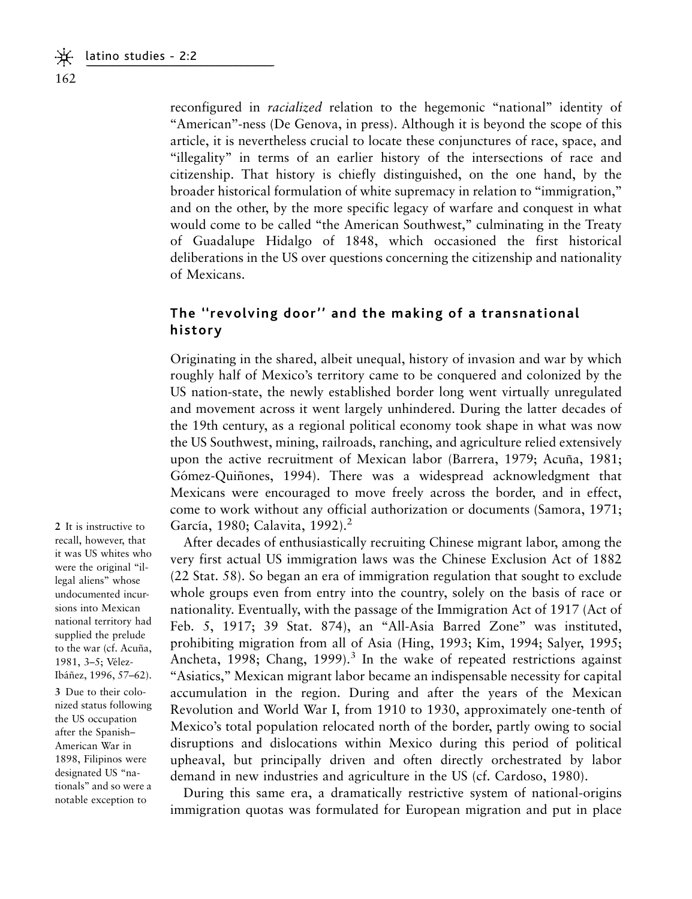reconfigured in *racialized* relation to the hegemonic "national" identity of "American"-ness (De Genova, in press). Although it is beyond the scope of this article, it is nevertheless crucial to locate these conjunctures of race, space, and "illegality" in terms of an earlier history of the intersections of race and citizenship. That history is chiefly distinguished, on the one hand, by the broader historical formulation of white supremacy in relation to "immigration," and on the other, by the more specific legacy of warfare and conquest in what would come to be called "the American Southwest," culminating in the Treaty of Guadalupe Hidalgo of 1848, which occasioned the first historical deliberations in the US over questions concerning the citizenship and nationality of Mexicans.

## The "revolving door" and the making of a transnational history

Originating in the shared, albeit unequal, history of invasion and war by which roughly half of Mexico's territory came to be conquered and colonized by the US nation-state, the newly established border long went virtually unregulated and movement across it went largely unhindered. During the latter decades of the 19th century, as a regional political economy took shape in what was now the US Southwest, mining, railroads, ranching, and agriculture relied extensively upon the active recruitment of Mexican labor (Barrera, 1979; Acuña, 1981; Gómez-Quiñones, 1994). There was a widespread acknowledgment that Mexicans were encouraged to move freely across the border, and in effect, come to work without any official authorization or documents (Samora, 1971; García, 1980; Calavita, 1992).[2]

After decades of enthusiastically recruiting Chinese migrant labor, among the very first actual US immigration laws was the Chinese Exclusion Act of 1882 (22 Stat. 58). So began an era of immigration regulation that sought to exclude whole groups even from entry into the country, solely on the basis of race or nationality. Eventually, with the passage of the Immigration Act of 1917 (Act of Feb. 5, 1917; 39 Stat. 874), an "All-Asia Barred Zone" was instituted, prohibiting migration from all of Asia (Hing, 1993; Kim, 1994; Salyer, 1995; Ancheta, 1998; Chang, 1999).[3] In the wake of repeated restrictions against "Asiatics," Mexican migrant labor became an indispensable necessity for capital accumulation in the region. During and after the years of the Mexican Revolution and World War I, from 1910 to 1930, approximately one-tenth of Mexico's total population relocated north of the border, partly owing to social disruptions and dislocations within Mexico during this period of political upheaval, but principally driven and often directly orchestrated by labor demand in new industries and agriculture in the US (cf. Cardoso, 1980).

During this same era, a dramatically restrictive system of national-origins immigration quotas was formulated for European migration and put in place

2 It is instructive to recall, however, that it was US whites who were the original "illegal aliens" whose undocumented incursions into Mexican national territory had supplied the prelude to the war (cf. Acuña, 1981, 3–5; Vélez-Ibáñez, 1996, 57–62).

3 Due to their colonized status following the US occupation after the Spanish–American War in 1898, Filipinos were designated US "nationals" and so were a notable exception to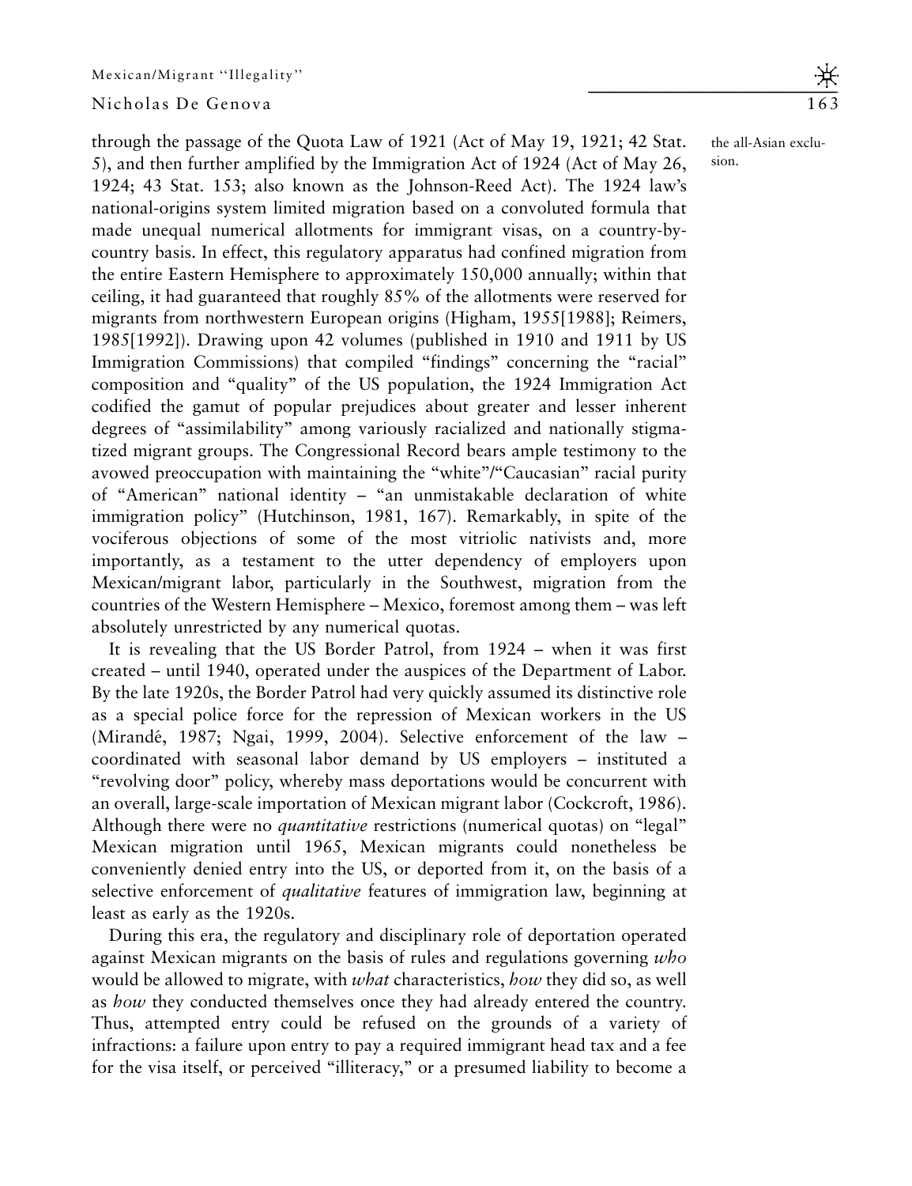through the passage of the Quota Law of 1921 (Act of May 19, 1921; 42 Stat. 5), and then further amplified by the Immigration Act of 1924 (Act of May 26, 1924; 43 Stat. 153; also known as the Johnson-Reed Act). The 1924 law's national-origins system limited migration based on a convoluted formula that made unequal numerical allotments for immigrant visas, on a country-by-country basis. In effect, this regulatory apparatus had confined migration from the entire Eastern Hemisphere to approximately 150,000 annually; within that ceiling, it had guaranteed that roughly 85% of the allotments were reserved for migrants from northwestern European origins (Higham, 1955[1988]; Reimers, 1985[1992]). Drawing upon 42 volumes (published in 1910 and 1911 by US Immigration Commissions) that compiled "findings" concerning the "racial" composition and "quality" of the US population, the 1924 Immigration Act codified the gamut of popular prejudices about greater and lesser inherent degrees of "assimilability" among variously racialized and nationally stigmatized migrant groups. The Congressional Record bears ample testimony to the avowed preoccupation with maintaining the "white"/"Caucasian" racial purity of "American" national identity – "an unmistakable declaration of white immigration policy" (Hutchinson, 1981, 167). Remarkably, in spite of the vociferous objections of some of the most vitriolic nativists and, more importantly, as a testament to the utter dependency of employers upon Mexican/migrant labor, particularly in the Southwest, migration from the countries of the Western Hemisphere – Mexico, foremost among them – was left absolutely unrestricted by any numerical quotas.

the all-Asian exclusion.

It is revealing that the US Border Patrol, from 1924 – when it was first created – until 1940, operated under the auspices of the Department of Labor. By the late 1920s, the Border Patrol had very quickly assumed its distinctive role as a special police force for the repression of Mexican workers in the US (Mirandé, 1987; Ngai, 1999, 2004). Selective enforcement of the law – coordinated with seasonal labor demand by US employers – instituted a "revolving door" policy, whereby mass deportations would be concurrent with an overall, large-scale importation of Mexican migrant labor (Cockcroft, 1986). Although there were no *quantitative* restrictions (numerical quotas) on "legal" Mexican migration until 1965, Mexican migrants could nonetheless be conveniently denied entry into the US, or deported from it, on the basis of a selective enforcement of *qualitative* features of immigration law, beginning at least as early as the 1920s.

During this era, the regulatory and disciplinary role of deportation operated against Mexican migrants on the basis of rules and regulations governing *who* would be allowed to migrate, with *what* characteristics, *how* they did so, as well as *how* they conducted themselves once they had already entered the country. Thus, attempted entry could be refused on the grounds of a variety of infractions: a failure upon entry to pay a required immigrant head tax and a fee for the visa itself, or perceived "illiteracy," or a presumed liability to become a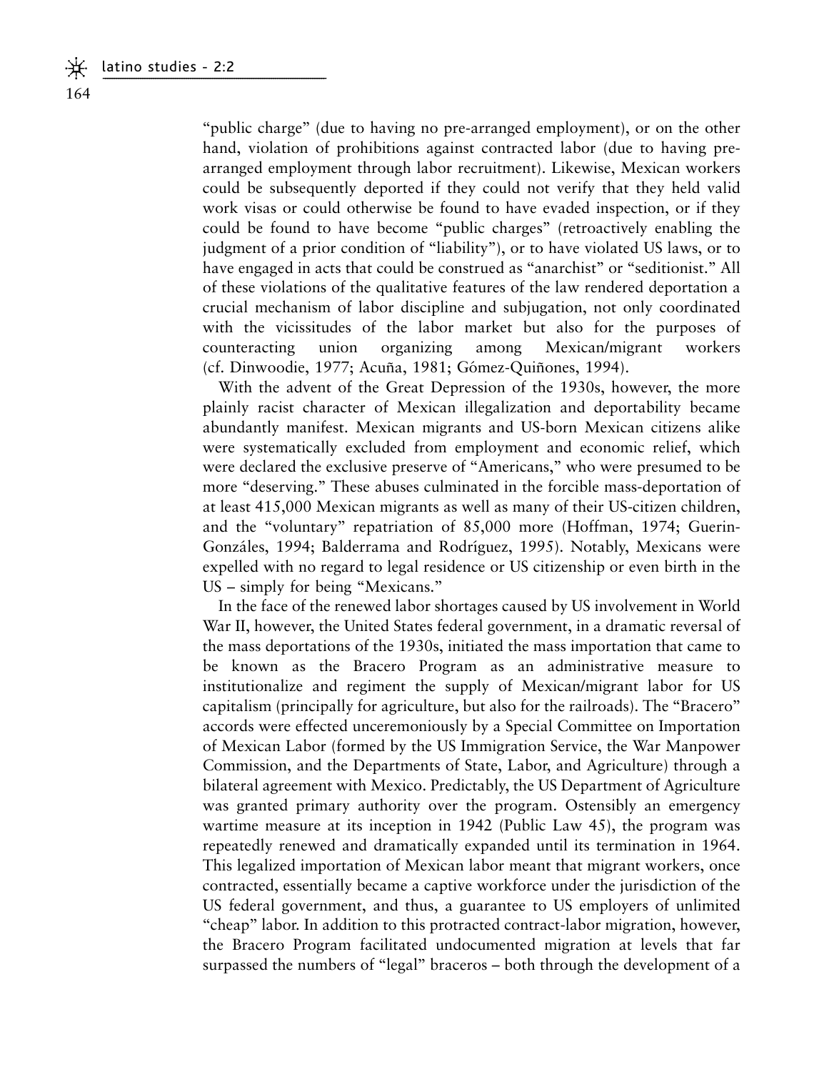"public charge" (due to having no pre-arranged employment), or on the other hand, violation of prohibitions against contracted labor (due to having pre-arranged employment through labor recruitment). Likewise, Mexican workers could be subsequently deported if they could not verify that they held valid work visas or could otherwise be found to have evaded inspection, or if they could be found to have become "public charges" (retroactively enabling the judgment of a prior condition of "liability"), or to have violated US laws, or to have engaged in acts that could be construed as "anarchist" or "seditionist." All of these violations of the qualitative features of the law rendered deportation a crucial mechanism of labor discipline and subjugation, not only coordinated with the vicissitudes of the labor market but also for the purposes of counteracting union organizing among Mexican/migrant workers (cf. Dinwoodie, 1977; Acuña, 1981; Gómez-Quiñones, 1994).

With the advent of the Great Depression of the 1930s, however, the more plainly racist character of Mexican illegalization and deportability became abundantly manifest. Mexican migrants and US-born Mexican citizens alike were systematically excluded from employment and economic relief, which were declared the exclusive preserve of "Americans," who were presumed to be more "deserving." These abuses culminated in the forcible mass-deportation of at least 415,000 Mexican migrants as well as many of their US-citizen children, and the "voluntary" repatriation of 85,000 more (Hoffman, 1974; Guerin-Gonzáles, 1994; Balderrama and Rodríguez, 1995). Notably, Mexicans were expelled with no regard to legal residence or US citizenship or even birth in the US – simply for being "Mexicans."

In the face of the renewed labor shortages caused by US involvement in World War II, however, the United States federal government, in a dramatic reversal of the mass deportations of the 1930s, initiated the mass importation that came to be known as the Bracero Program as an administrative measure to institutionalize and regiment the supply of Mexican/migrant labor for US capitalism (principally for agriculture, but also for the railroads). The "Bracero" accords were effected unceremoniously by a Special Committee on Importation of Mexican Labor (formed by the US Immigration Service, the War Manpower Commission, and the Departments of State, Labor, and Agriculture) through a bilateral agreement with Mexico. Predictably, the US Department of Agriculture was granted primary authority over the program. Ostensibly an emergency wartime measure at its inception in 1942 (Public Law 45), the program was repeatedly renewed and dramatically expanded until its termination in 1964. This legalized importation of Mexican labor meant that migrant workers, once contracted, essentially became a captive workforce under the jurisdiction of the US federal government, and thus, a guarantee to US employers of unlimited "cheap" labor. In addition to this protracted contract-labor migration, however, the Bracero Program facilitated undocumented migration at levels that far surpassed the numbers of "legal" braceros – both through the development of a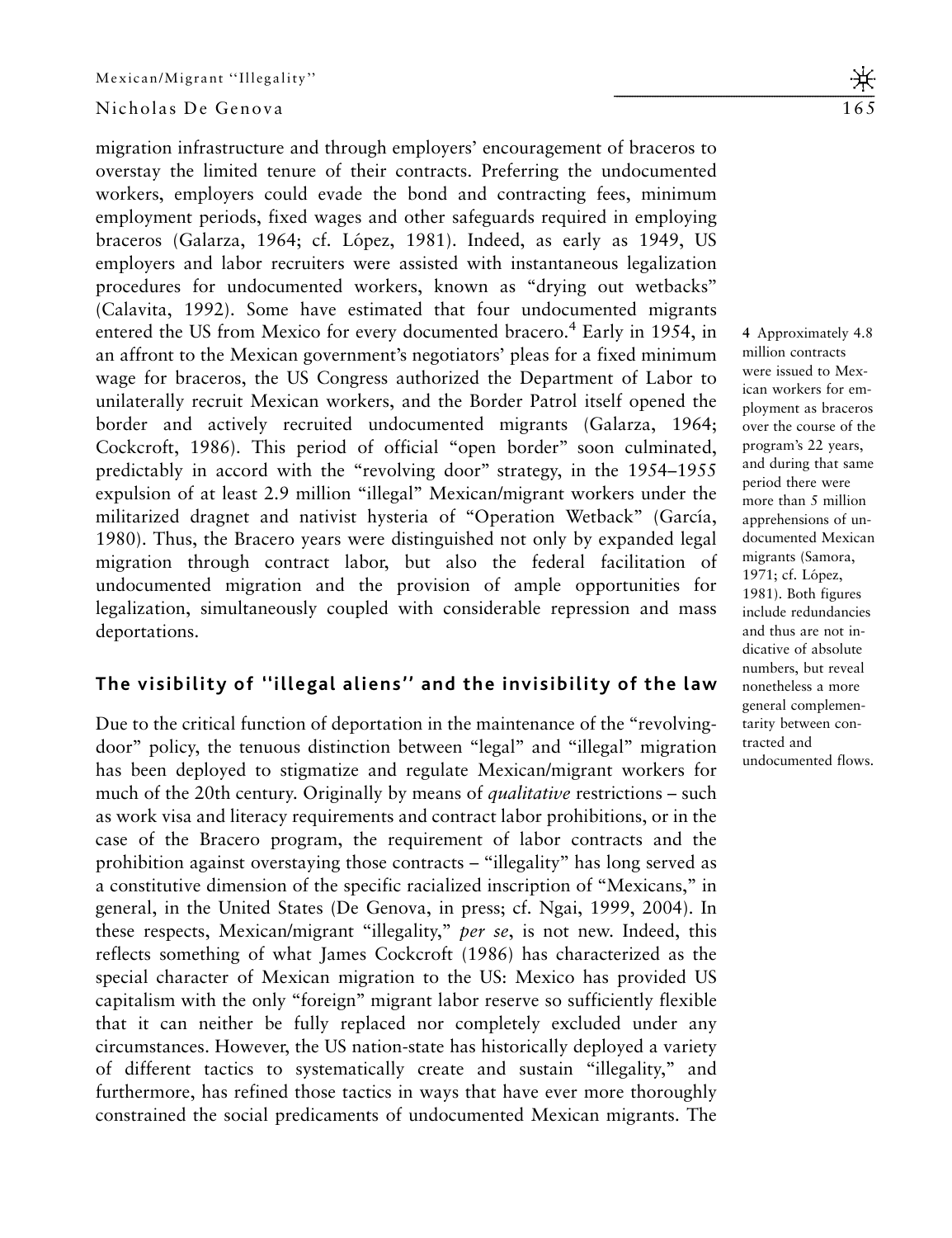migration infrastructure and through employers' encouragement of braceros to overstay the limited tenure of their contracts. Preferring the undocumented workers, employers could evade the bond and contracting fees, minimum employment periods, fixed wages and other safeguards required in employing braceros (Galarza, 1964; cf. López, 1981). Indeed, as early as 1949, US employers and labor recruiters were assisted with instantaneous legalization procedures for undocumented workers, known as "drying out wetbacks" (Calavita, 1992). Some have estimated that four undocumented migrants entered the US from Mexico for every documented bracero.[4] Early in 1954, in an affront to the Mexican government's negotiators' pleas for a fixed minimum wage for braceros, the US Congress authorized the Department of Labor to unilaterally recruit Mexican workers, and the Border Patrol itself opened the border and actively recruited undocumented migrants (Galarza, 1964; Cockcroft, 1986). This period of official "open border" soon culminated, predictably in accord with the "revolving door" strategy, in the 1954–1955 expulsion of at least 2.9 million "illegal" Mexican/migrant workers under the militarized dragnet and nativist hysteria of "Operation Wetback" (García, 1980). Thus, the Bracero years were distinguished not only by expanded legal migration through contract labor, but also the federal facilitation of undocumented migration and the provision of ample opportunities for legalization, simultaneously coupled with considerable repression and mass deportations.

4 Approximately 4.8 million contracts were issued to Mexican workers for employment as braceros over the course of the program's 22 years, and during that same period there were more than 5 million apprehensions of undocumented Mexican migrants (Samora, 1971; cf. López, 1981). Both figures include redundancies and thus are not indicative of absolute numbers, but reveal nonetheless a more general complementarity between contracted and undocumented flows.

## The visibility of "illegal aliens" and the invisibility of the law

Due to the critical function of deportation in the maintenance of the "revolving-door" policy, the tenuous distinction between "legal" and "illegal" migration has been deployed to stigmatize and regulate Mexican/migrant workers for much of the 20th century. Originally by means of *qualitative* restrictions – such as work visa and literacy requirements and contract labor prohibitions, or in the case of the Bracero program, the requirement of labor contracts and the prohibition against overstaying those contracts – "illegality" has long served as a constitutive dimension of the specific racialized inscription of "Mexicans," in general, in the United States (De Genova, in press; cf. Ngai, 1999, 2004). In these respects, Mexican/migrant "illegality," *per se*, is not new. Indeed, this reflects something of what James Cockcroft (1986) has characterized as the special character of Mexican migration to the US: Mexico has provided US capitalism with the only "foreign" migrant labor reserve so sufficiently flexible that it can neither be fully replaced nor completely excluded under any circumstances. However, the US nation-state has historically deployed a variety of different tactics to systematically create and sustain "illegality," and furthermore, has refined those tactics in ways that have ever more thoroughly constrained the social predicaments of undocumented Mexican migrants. The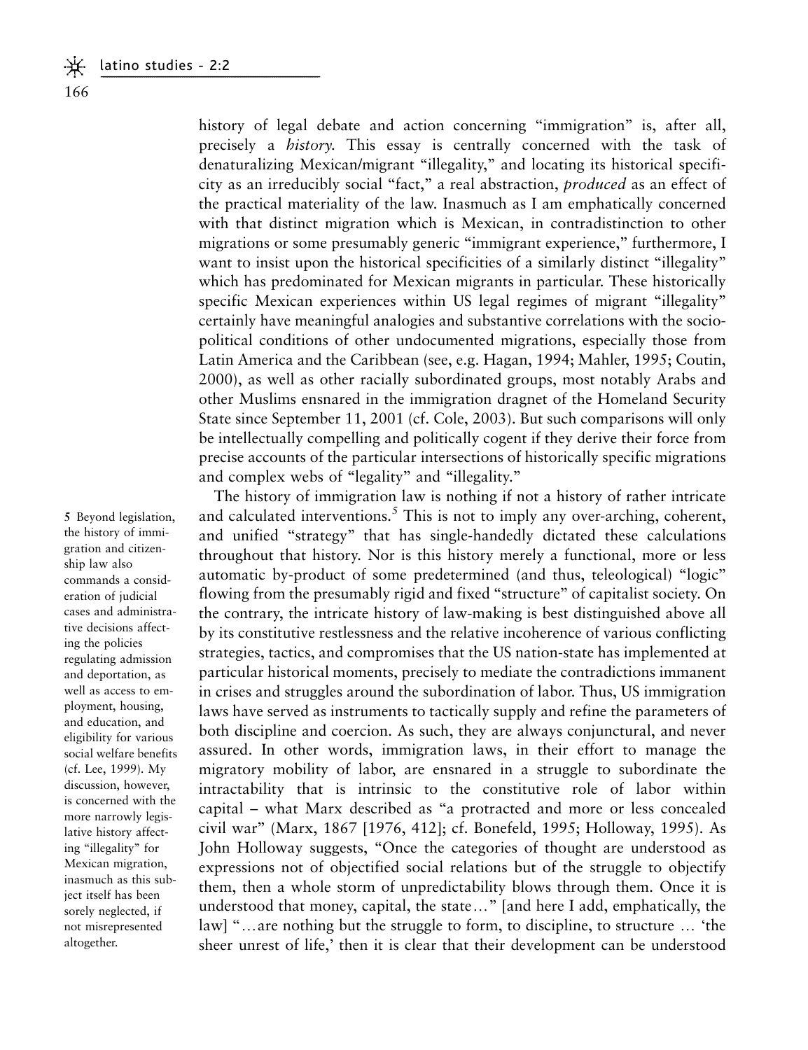history of legal debate and action concerning "immigration" is, after all, precisely a *history*. This essay is centrally concerned with the task of denaturalizing Mexican/migrant "illegality," and locating its historical specificity as an irreducibly social "fact," a real abstraction, *produced* as an effect of the practical materiality of the law. Inasmuch as I am emphatically concerned with that distinct migration which is Mexican, in contradistinction to other migrations or some presumably generic "immigrant experience," furthermore, I want to insist upon the historical specificities of a similarly distinct "illegality" which has predominated for Mexican migrants in particular. These historically specific Mexican experiences within US legal regimes of migrant "illegality" certainly have meaningful analogies and substantive correlations with the socio-political conditions of other undocumented migrations, especially those from Latin America and the Caribbean (see, e.g. Hagan, 1994; Mahler, 1995; Coutin, 2000), as well as other racially subordinated groups, most notably Arabs and other Muslims ensnared in the immigration dragnet of the Homeland Security State since September 11, 2001 (cf. Cole, 2003). But such comparisons will only be intellectually compelling and politically cogent if they derive their force from precise accounts of the particular intersections of historically specific migrations and complex webs of "legality" and "illegality."

The history of immigration law is nothing if not a history of rather intricate and calculated interventions.[5] This is not to imply any over-arching, coherent, and unified "strategy" that has single-handedly dictated these calculations throughout that history. Nor is this history merely a functional, more or less automatic by-product of some predetermined (and thus, teleological) "logic" flowing from the presumably rigid and fixed "structure" of capitalist society. On the contrary, the intricate history of law-making is best distinguished above all by its constitutive restlessness and the relative incoherence of various conflicting strategies, tactics, and compromises that the US nation-state has implemented at particular historical moments, precisely to mediate the contradictions immanent in crises and struggles around the subordination of labor. Thus, US immigration laws have served as instruments to tactically supply and refine the parameters of both discipline and coercion. As such, they are always conjunctural, and never assured. In other words, immigration laws, in their effort to manage the migratory mobility of labor, are ensnared in a struggle to subordinate the intractability that is intrinsic to the constitutive role of labor within capital – what Marx described as "a protracted and more or less concealed civil war" (Marx, 1867 [1976, 412]; cf. Bonefeld, 1995; Holloway, 1995). As John Holloway suggests, "Once the categories of thought are understood as expressions not of objectified social relations but of the struggle to objectify them, then a whole storm of unpredictability blows through them. Once it is understood that money, capital, the state…" [and here I add, emphatically, the law] "…are nothing but the struggle to form, to discipline, to structure … 'the sheer unrest of life,' then it is clear that their development can be understood

5 Beyond legislation, the history of immigration and citizenship law also commands a consideration of judicial cases and administrative decisions affecting the policies regulating admission and deportation, as well as access to employment, housing, and education, and eligibility for various social welfare benefits (cf. Lee, 1999). My discussion, however, is concerned with the more narrowly legislative history affecting "illegality" for Mexican migration, inasmuch as this subject itself has been sorely neglected, if not misrepresented altogether.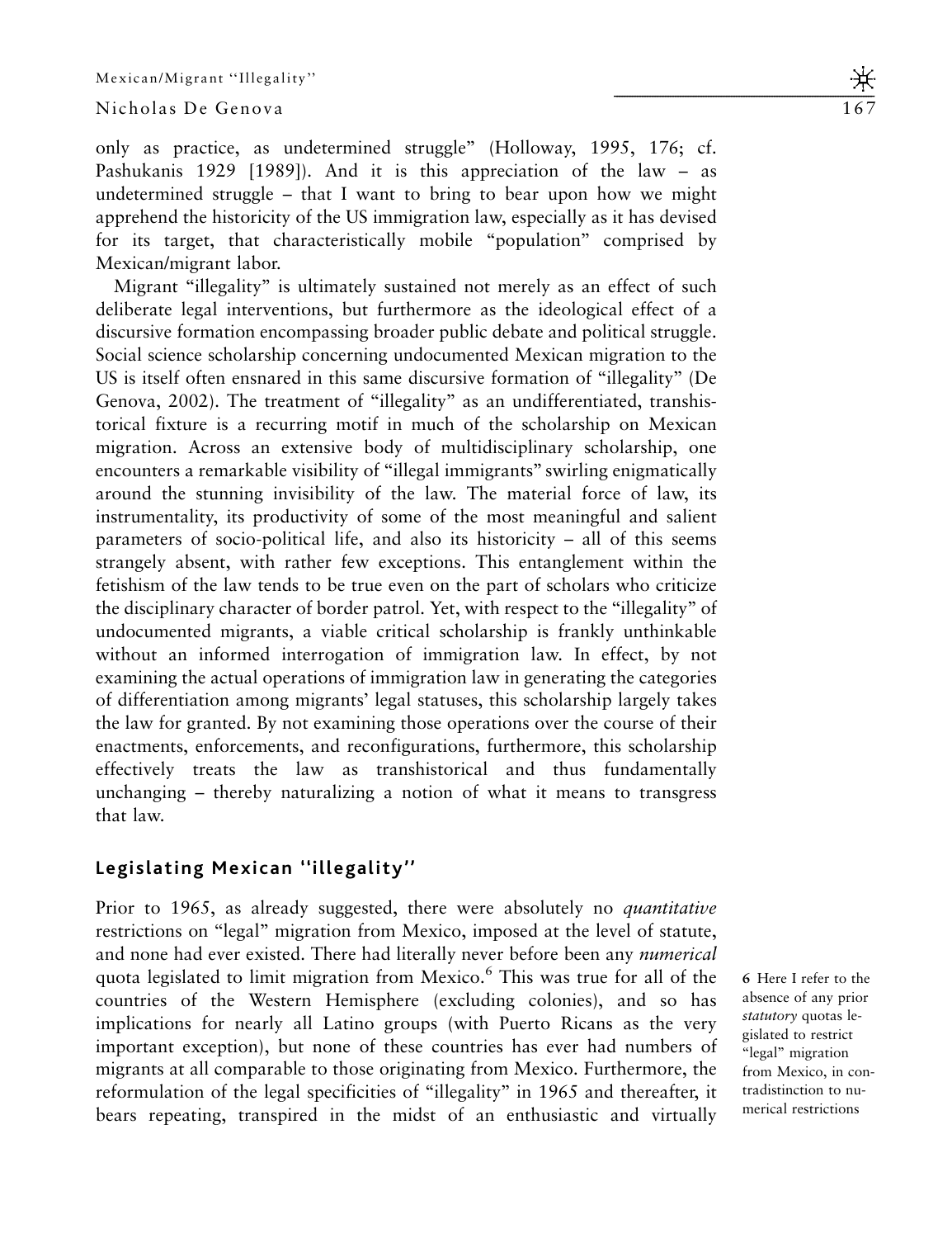only as practice, as undetermined struggle" (Holloway, 1995, 176; cf. Pashukanis 1929 [1989]). And it is this appreciation of the law – as undetermined struggle – that I want to bring to bear upon how we might apprehend the historicity of the US immigration law, especially as it has devised for its target, that characteristically mobile "population" comprised by Mexican/migrant labor.

Migrant "illegality" is ultimately sustained not merely as an effect of such deliberate legal interventions, but furthermore as the ideological effect of a discursive formation encompassing broader public debate and political struggle. Social science scholarship concerning undocumented Mexican migration to the US is itself often ensnared in this same discursive formation of "illegality" (De Genova, 2002). The treatment of "illegality" as an undifferentiated, transhistorical fixture is a recurring motif in much of the scholarship on Mexican migration. Across an extensive body of multidisciplinary scholarship, one encounters a remarkable visibility of "illegal immigrants" swirling enigmatically around the stunning invisibility of the law. The material force of law, its instrumentality, its productivity of some of the most meaningful and salient parameters of socio-political life, and also its historicity – all of this seems strangely absent, with rather few exceptions. This entanglement within the fetishism of the law tends to be true even on the part of scholars who criticize the disciplinary character of border patrol. Yet, with respect to the "illegality" of undocumented migrants, a viable critical scholarship is frankly unthinkable without an informed interrogation of immigration law. In effect, by not examining the actual operations of immigration law in generating the categories of differentiation among migrants' legal statuses, this scholarship largely takes the law for granted. By not examining those operations over the course of their enactments, enforcements, and reconfigurations, furthermore, this scholarship effectively treats the law as transhistorical and thus fundamentally unchanging – thereby naturalizing a notion of what it means to transgress that law.

## Legislating Mexican "illegality"

Prior to 1965, as already suggested, there were absolutely no *quantitative* restrictions on "legal" migration from Mexico, imposed at the level of statute, and none had ever existed. There had literally never before been any *numerical* quota legislated to limit migration from Mexico.[6] This was true for all of the countries of the Western Hemisphere (excluding colonies), and so has implications for nearly all Latino groups (with Puerto Ricans as the very important exception), but none of these countries has ever had numbers of migrants at all comparable to those originating from Mexico. Furthermore, the reformulation of the legal specificities of "illegality" in 1965 and thereafter, it bears repeating, transpired in the midst of an enthusiastic and virtually

6 Here I refer to the absence of any prior *statutory* quotas legislated to restrict "legal" migration from Mexico, in contradistinction to numerical restrictions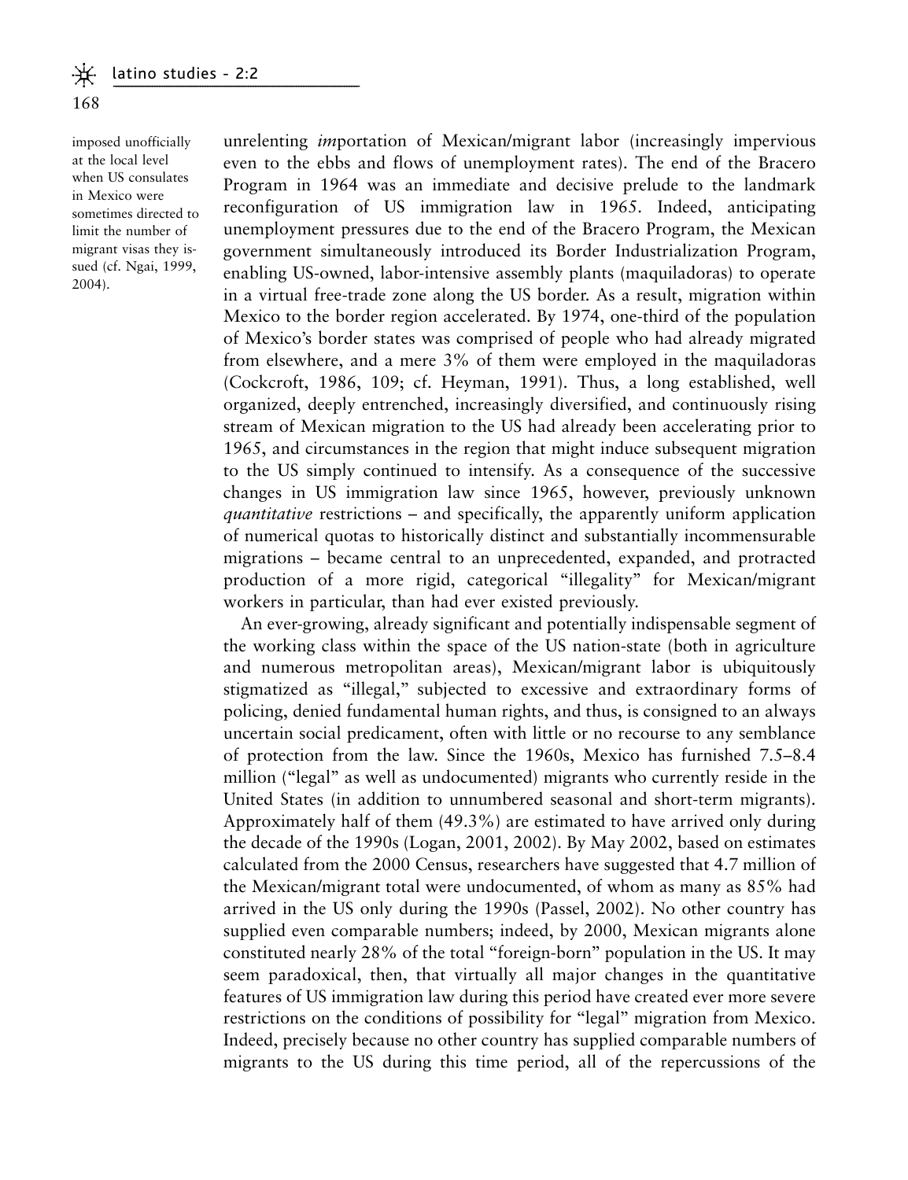imposed unofficially at the local level when US consulates in Mexico were sometimes directed to limit the number of migrant visas they issued (cf. Ngai, 1999, 2004).

unrelenting *im*portation of Mexican/migrant labor (increasingly impervious even to the ebbs and flows of unemployment rates). The end of the Bracero Program in 1964 was an immediate and decisive prelude to the landmark reconfiguration of US immigration law in 1965. Indeed, anticipating unemployment pressures due to the end of the Bracero Program, the Mexican government simultaneously introduced its Border Industrialization Program, enabling US-owned, labor-intensive assembly plants (maquiladoras) to operate in a virtual free-trade zone along the US border. As a result, migration within Mexico to the border region accelerated. By 1974, one-third of the population of Mexico's border states was comprised of people who had already migrated from elsewhere, and a mere 3% of them were employed in the maquiladoras (Cockcroft, 1986, 109; cf. Heyman, 1991). Thus, a long established, well organized, deeply entrenched, increasingly diversified, and continuously rising stream of Mexican migration to the US had already been accelerating prior to 1965, and circumstances in the region that might induce subsequent migration to the US simply continued to intensify. As a consequence of the successive changes in US immigration law since 1965, however, previously unknown *quantitative* restrictions – and specifically, the apparently uniform application of numerical quotas to historically distinct and substantially incommensurable migrations – became central to an unprecedented, expanded, and protracted production of a more rigid, categorical "illegality" for Mexican/migrant workers in particular, than had ever existed previously.

An ever-growing, already significant and potentially indispensable segment of the working class within the space of the US nation-state (both in agriculture and numerous metropolitan areas), Mexican/migrant labor is ubiquitously stigmatized as "illegal," subjected to excessive and extraordinary forms of policing, denied fundamental human rights, and thus, is consigned to an always uncertain social predicament, often with little or no recourse to any semblance of protection from the law. Since the 1960s, Mexico has furnished 7.5–8.4 million ("legal" as well as undocumented) migrants who currently reside in the United States (in addition to unnumbered seasonal and short-term migrants). Approximately half of them (49.3%) are estimated to have arrived only during the decade of the 1990s (Logan, 2001, 2002). By May 2002, based on estimates calculated from the 2000 Census, researchers have suggested that 4.7 million of the Mexican/migrant total were undocumented, of whom as many as 85% had arrived in the US only during the 1990s (Passel, 2002). No other country has supplied even comparable numbers; indeed, by 2000, Mexican migrants alone constituted nearly 28% of the total "foreign-born" population in the US. It may seem paradoxical, then, that virtually all major changes in the quantitative features of US immigration law during this period have created ever more severe restrictions on the conditions of possibility for "legal" migration from Mexico. Indeed, precisely because no other country has supplied comparable numbers of migrants to the US during this time period, all of the repercussions of the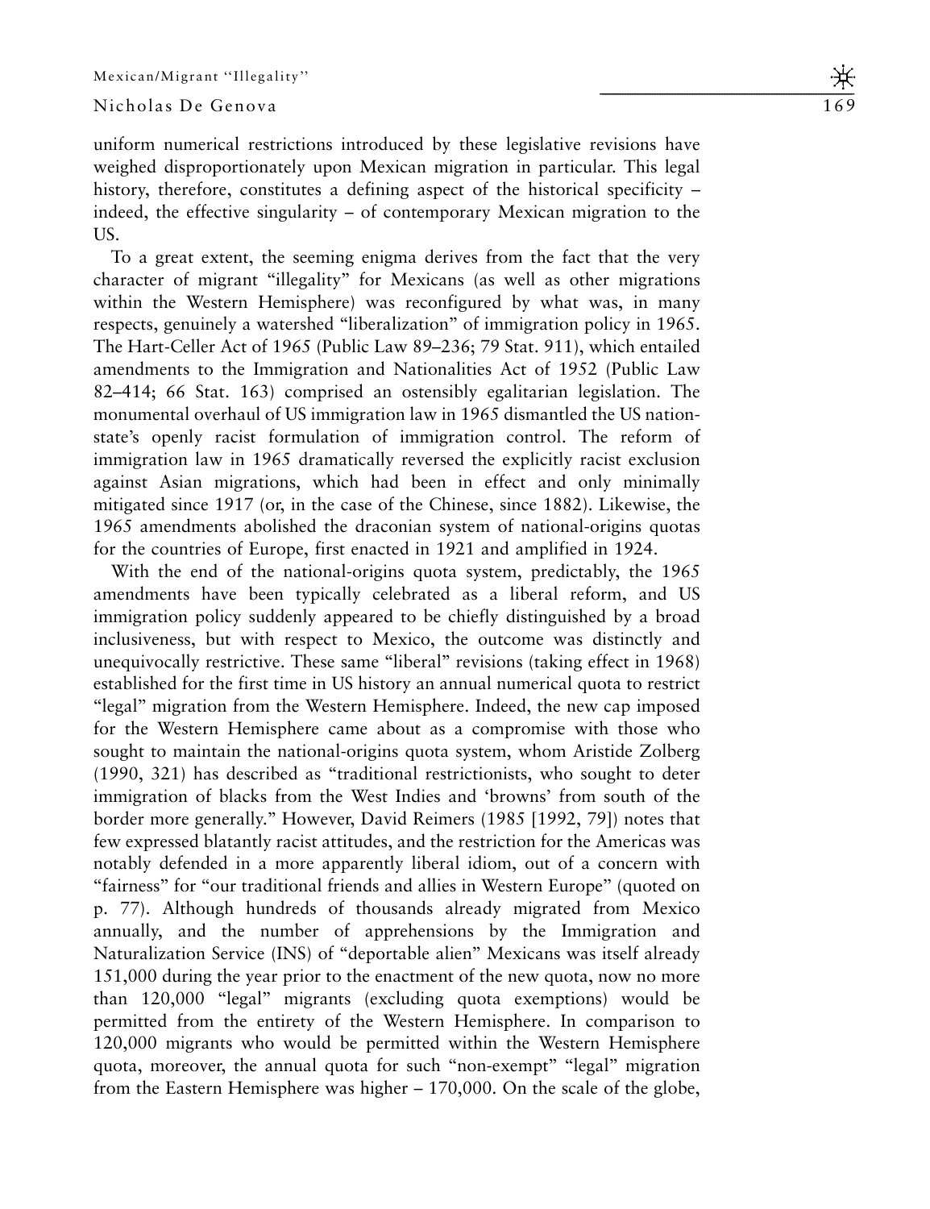uniform numerical restrictions introduced by these legislative revisions have weighed disproportionately upon Mexican migration in particular. This legal history, therefore, constitutes a defining aspect of the historical specificity – indeed, the effective singularity – of contemporary Mexican migration to the US.

To a great extent, the seeming enigma derives from the fact that the very character of migrant "illegality" for Mexicans (as well as other migrations within the Western Hemisphere) was reconfigured by what was, in many respects, genuinely a watershed "liberalization" of immigration policy in 1965. The Hart-Celler Act of 1965 (Public Law 89–236; 79 Stat. 911), which entailed amendments to the Immigration and Nationalities Act of 1952 (Public Law 82–414; 66 Stat. 163) comprised an ostensibly egalitarian legislation. The monumental overhaul of US immigration law in 1965 dismantled the US nation-state's openly racist formulation of immigration control. The reform of immigration law in 1965 dramatically reversed the explicitly racist exclusion against Asian migrations, which had been in effect and only minimally mitigated since 1917 (or, in the case of the Chinese, since 1882). Likewise, the 1965 amendments abolished the draconian system of national-origins quotas for the countries of Europe, first enacted in 1921 and amplified in 1924.

With the end of the national-origins quota system, predictably, the 1965 amendments have been typically celebrated as a liberal reform, and US immigration policy suddenly appeared to be chiefly distinguished by a broad inclusiveness, but with respect to Mexico, the outcome was distinctly and unequivocally restrictive. These same "liberal" revisions (taking effect in 1968) established for the first time in US history an annual numerical quota to restrict "legal" migration from the Western Hemisphere. Indeed, the new cap imposed for the Western Hemisphere came about as a compromise with those who sought to maintain the national-origins quota system, whom Aristide Zolberg (1990, 321) has described as "traditional restrictionists, who sought to deter immigration of blacks from the West Indies and 'browns' from south of the border more generally." However, David Reimers (1985 [1992, 79]) notes that few expressed blatantly racist attitudes, and the restriction for the Americas was notably defended in a more apparently liberal idiom, out of a concern with "fairness" for "our traditional friends and allies in Western Europe" (quoted on p. 77). Although hundreds of thousands already migrated from Mexico annually, and the number of apprehensions by the Immigration and Naturalization Service (INS) of "deportable alien" Mexicans was itself already 151,000 during the year prior to the enactment of the new quota, now no more than 120,000 "legal" migrants (excluding quota exemptions) would be permitted from the entirety of the Western Hemisphere. In comparison to 120,000 migrants who would be permitted within the Western Hemisphere quota, moreover, the annual quota for such "non-exempt" "legal" migration from the Eastern Hemisphere was higher – 170,000. On the scale of the globe,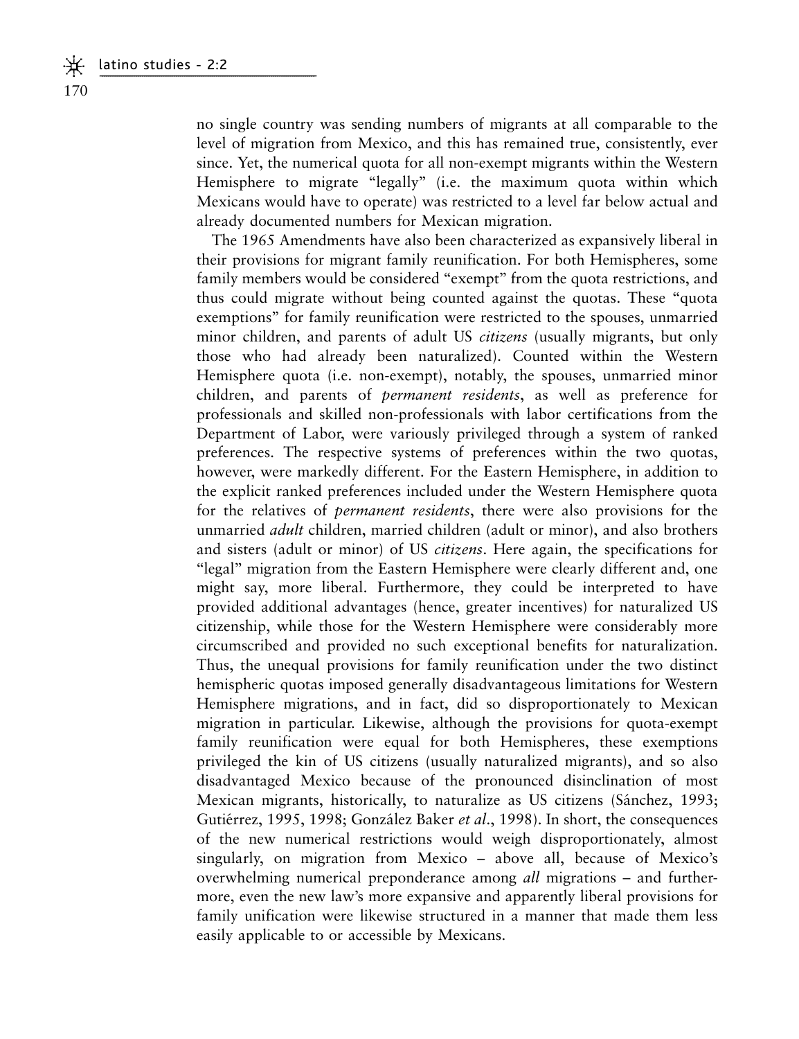no single country was sending numbers of migrants at all comparable to the level of migration from Mexico, and this has remained true, consistently, ever since. Yet, the numerical quota for all non-exempt migrants within the Western Hemisphere to migrate "legally" (i.e. the maximum quota within which Mexicans would have to operate) was restricted to a level far below actual and already documented numbers for Mexican migration.

The 1965 Amendments have also been characterized as expansively liberal in their provisions for migrant family reunification. For both Hemispheres, some family members would be considered "exempt" from the quota restrictions, and thus could migrate without being counted against the quotas. These "quota exemptions" for family reunification were restricted to the spouses, unmarried minor children, and parents of adult US *citizens* (usually migrants, but only those who had already been naturalized). Counted within the Western Hemisphere quota (i.e. non-exempt), notably, the spouses, unmarried minor children, and parents of *permanent residents*, as well as preference for professionals and skilled non-professionals with labor certifications from the Department of Labor, were variously privileged through a system of ranked preferences. The respective systems of preferences within the two quotas, however, were markedly different. For the Eastern Hemisphere, in addition to the explicit ranked preferences included under the Western Hemisphere quota for the relatives of *permanent residents*, there were also provisions for the unmarried *adult* children, married children (adult or minor), and also brothers and sisters (adult or minor) of US *citizens*. Here again, the specifications for "legal" migration from the Eastern Hemisphere were clearly different and, one might say, more liberal. Furthermore, they could be interpreted to have provided additional advantages (hence, greater incentives) for naturalized US citizenship, while those for the Western Hemisphere were considerably more circumscribed and provided no such exceptional benefits for naturalization. Thus, the unequal provisions for family reunification under the two distinct hemispheric quotas imposed generally disadvantageous limitations for Western Hemisphere migrations, and in fact, did so disproportionately to Mexican migration in particular. Likewise, although the provisions for quota-exempt family reunification were equal for both Hemispheres, these exemptions privileged the kin of US citizens (usually naturalized migrants), and so also disadvantaged Mexico because of the pronounced disinclination of most Mexican migrants, historically, to naturalize as US citizens (Sánchez, 1993; Gutiérrez, 1995, 1998; González Baker *et al*., 1998). In short, the consequences of the new numerical restrictions would weigh disproportionately, almost singularly, on migration from Mexico – above all, because of Mexico's overwhelming numerical preponderance among *all* migrations – and furthermore, even the new law's more expansive and apparently liberal provisions for family unification were likewise structured in a manner that made them less easily applicable to or accessible by Mexicans.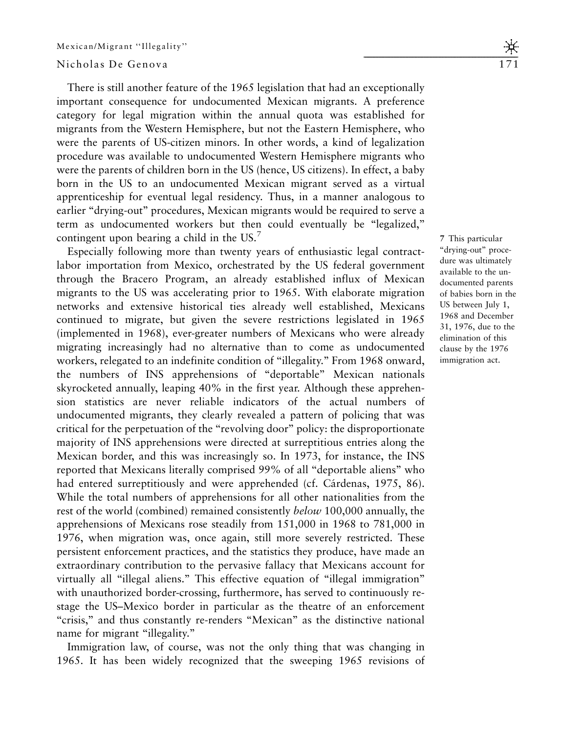There is still another feature of the 1965 legislation that had an exceptionally important consequence for undocumented Mexican migrants. A preference category for legal migration within the annual quota was established for migrants from the Western Hemisphere, but not the Eastern Hemisphere, who were the parents of US-citizen minors. In other words, a kind of legalization procedure was available to undocumented Western Hemisphere migrants who were the parents of children born in the US (hence, US citizens). In effect, a baby born in the US to an undocumented Mexican migrant served as a virtual apprenticeship for eventual legal residency. Thus, in a manner analogous to earlier "drying-out" procedures, Mexican migrants would be required to serve a term as undocumented workers but then could eventually be "legalized," contingent upon bearing a child in the US.[7]

Especially following more than twenty years of enthusiastic legal contract-labor importation from Mexico, orchestrated by the US federal government through the Bracero Program, an already established influx of Mexican migrants to the US was accelerating prior to 1965. With elaborate migration networks and extensive historical ties already well established, Mexicans continued to migrate, but given the severe restrictions legislated in 1965 (implemented in 1968), ever-greater numbers of Mexicans who were already migrating increasingly had no alternative than to come as undocumented workers, relegated to an indefinite condition of "illegality." From 1968 onward, the numbers of INS apprehensions of "deportable" Mexican nationals skyrocketed annually, leaping 40% in the first year. Although these apprehension statistics are never reliable indicators of the actual numbers of undocumented migrants, they clearly revealed a pattern of policing that was critical for the perpetuation of the "revolving door" policy: the disproportionate majority of INS apprehensions were directed at surreptitious entries along the Mexican border, and this was increasingly so. In 1973, for instance, the INS reported that Mexicans literally comprised 99% of all "deportable aliens" who had entered surreptitiously and were apprehended (cf. Cárdenas, 1975, 86). While the total numbers of apprehensions for all other nationalities from the rest of the world (combined) remained consistently *below* 100,000 annually, the apprehensions of Mexicans rose steadily from 151,000 in 1968 to 781,000 in 1976, when migration was, once again, still more severely restricted. These persistent enforcement practices, and the statistics they produce, have made an extraordinary contribution to the pervasive fallacy that Mexicans account for virtually all "illegal aliens." This effective equation of "illegal immigration" with unauthorized border-crossing, furthermore, has served to continuously re-stage the US–Mexico border in particular as the theatre of an enforcement "crisis," and thus constantly re-renders "Mexican" as the distinctive national name for migrant "illegality."

Immigration law, of course, was not the only thing that was changing in 1965. It has been widely recognized that the sweeping 1965 revisions of

7 This particular "drying-out" procedure was ultimately available to the undocumented parents of babies born in the US between July 1, 1968 and December 31, 1976, due to the elimination of this clause by the 1976 immigration act.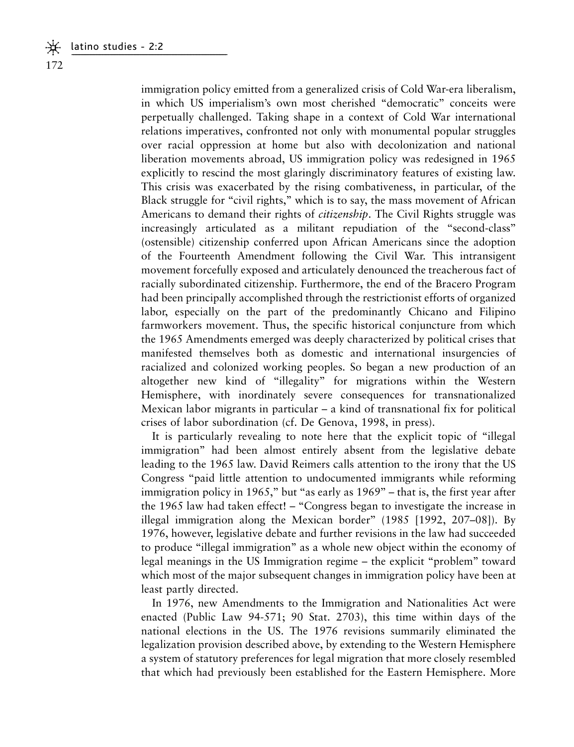immigration policy emitted from a generalized crisis of Cold War-era liberalism, in which US imperialism's own most cherished "democratic" conceits were perpetually challenged. Taking shape in a context of Cold War international relations imperatives, confronted not only with monumental popular struggles over racial oppression at home but also with decolonization and national liberation movements abroad, US immigration policy was redesigned in 1965 explicitly to rescind the most glaringly discriminatory features of existing law. This crisis was exacerbated by the rising combativeness, in particular, of the Black struggle for "civil rights," which is to say, the mass movement of African Americans to demand their rights of *citizenship*. The Civil Rights struggle was increasingly articulated as a militant repudiation of the "second-class" (ostensible) citizenship conferred upon African Americans since the adoption of the Fourteenth Amendment following the Civil War. This intransigent movement forcefully exposed and articulately denounced the treacherous fact of racially subordinated citizenship. Furthermore, the end of the Bracero Program had been principally accomplished through the restrictionist efforts of organized labor, especially on the part of the predominantly Chicano and Filipino farmworkers movement. Thus, the specific historical conjuncture from which the 1965 Amendments emerged was deeply characterized by political crises that manifested themselves both as domestic and international insurgencies of racialized and colonized working peoples. So began a new production of an altogether new kind of "illegality" for migrations within the Western Hemisphere, with inordinately severe consequences for transnationalized Mexican labor migrants in particular – a kind of transnational fix for political crises of labor subordination (cf. De Genova, 1998, in press).

It is particularly revealing to note here that the explicit topic of "illegal immigration" had been almost entirely absent from the legislative debate leading to the 1965 law. David Reimers calls attention to the irony that the US Congress "paid little attention to undocumented immigrants while reforming immigration policy in 1965," but "as early as 1969" – that is, the first year after the 1965 law had taken effect! – "Congress began to investigate the increase in illegal immigration along the Mexican border" (1985 [1992, 207–08]). By 1976, however, legislative debate and further revisions in the law had succeeded to produce "illegal immigration" as a whole new object within the economy of legal meanings in the US Immigration regime – the explicit "problem" toward which most of the major subsequent changes in immigration policy have been at least partly directed.

In 1976, new Amendments to the Immigration and Nationalities Act were enacted (Public Law 94-571; 90 Stat. 2703), this time within days of the national elections in the US. The 1976 revisions summarily eliminated the legalization provision described above, by extending to the Western Hemisphere a system of statutory preferences for legal migration that more closely resembled that which had previously been established for the Eastern Hemisphere. More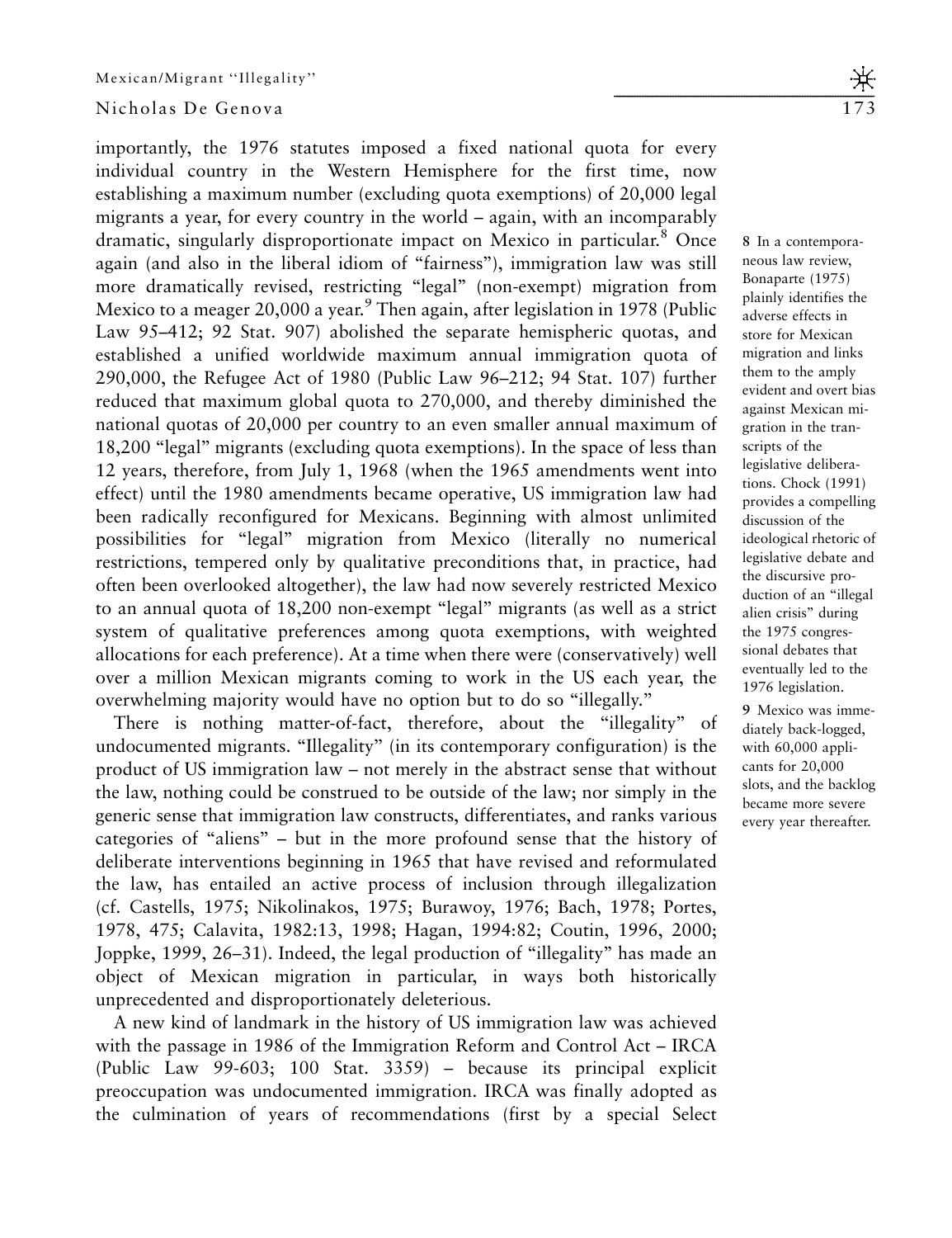importantly, the 1976 statutes imposed a fixed national quota for every individual country in the Western Hemisphere for the first time, now establishing a maximum number (excluding quota exemptions) of 20,000 legal migrants a year, for every country in the world – again, with an incomparably dramatic, singularly disproportionate impact on Mexico in particular.[8] Once again (and also in the liberal idiom of "fairness"), immigration law was still more dramatically revised, restricting "legal" (non-exempt) migration from Mexico to a meager 20,000 a year.[9] Then again, after legislation in 1978 (Public Law 95–412; 92 Stat. 907) abolished the separate hemispheric quotas, and established a unified worldwide maximum annual immigration quota of 290,000, the Refugee Act of 1980 (Public Law 96–212; 94 Stat. 107) further reduced that maximum global quota to 270,000, and thereby diminished the national quotas of 20,000 per country to an even smaller annual maximum of 18,200 "legal" migrants (excluding quota exemptions). In the space of less than 12 years, therefore, from July 1, 1968 (when the 1965 amendments went into effect) until the 1980 amendments became operative, US immigration law had been radically reconfigured for Mexicans. Beginning with almost unlimited possibilities for "legal" migration from Mexico (literally no numerical restrictions, tempered only by qualitative preconditions that, in practice, had often been overlooked altogether), the law had now severely restricted Mexico to an annual quota of 18,200 non-exempt "legal" migrants (as well as a strict system of qualitative preferences among quota exemptions, with weighted allocations for each preference). At a time when there were (conservatively) well over a million Mexican migrants coming to work in the US each year, the overwhelming majority would have no option but to do so "illegally."

There is nothing matter-of-fact, therefore, about the "illegality" of undocumented migrants. "Illegality" (in its contemporary configuration) is the product of US immigration law – not merely in the abstract sense that without the law, nothing could be construed to be outside of the law; nor simply in the generic sense that immigration law constructs, differentiates, and ranks various categories of "aliens" – but in the more profound sense that the history of deliberate interventions beginning in 1965 that have revised and reformulated the law, has entailed an active process of inclusion through illegalization (cf. Castells, 1975; Nikolinakos, 1975; Burawoy, 1976; Bach, 1978; Portes, 1978, 475; Calavita, 1982:13, 1998; Hagan, 1994:82; Coutin, 1996, 2000; Joppke, 1999, 26–31). Indeed, the legal production of "illegality" has made an object of Mexican migration in particular, in ways both historically unprecedented and disproportionately deleterious.

A new kind of landmark in the history of US immigration law was achieved with the passage in 1986 of the Immigration Reform and Control Act – IRCA (Public Law 99-603; 100 Stat. 3359) – because its principal explicit preoccupation was undocumented immigration. IRCA was finally adopted as the culmination of years of recommendations (first by a special Select

8 In a contemporaneous law review, Bonaparte (1975) plainly identifies the adverse effects in store for Mexican migration and links them to the amply evident and overt bias against Mexican migration in the transcripts of the legislative deliberations. Chock (1991) provides a compelling discussion of the ideological rhetoric of legislative debate and the discursive production of an "illegal alien crisis" during the 1975 congressional debates that eventually led to the 1976 legislation.

9 Mexico was immediately back-logged, with 60,000 applicants for 20,000 slots, and the backlog became more severe every year thereafter.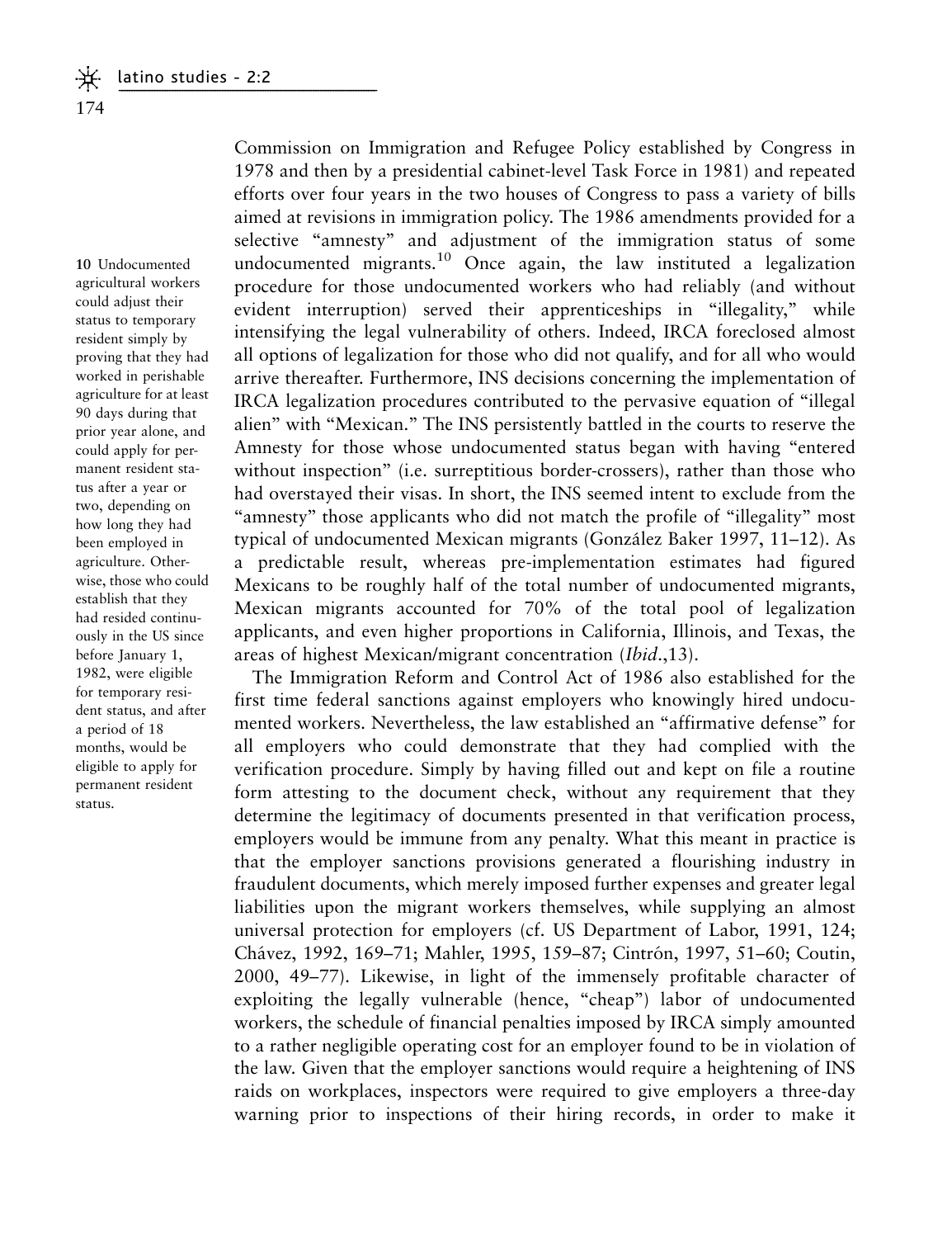Commission on Immigration and Refugee Policy established by Congress in 1978 and then by a presidential cabinet-level Task Force in 1981) and repeated efforts over four years in the two houses of Congress to pass a variety of bills aimed at revisions in immigration policy. The 1986 amendments provided for a selective "amnesty" and adjustment of the immigration status of some undocumented migrants.[10] Once again, the law instituted a legalization procedure for those undocumented workers who had reliably (and without evident interruption) served their apprenticeships in "illegality," while intensifying the legal vulnerability of others. Indeed, IRCA foreclosed almost all options of legalization for those who did not qualify, and for all who would arrive thereafter. Furthermore, INS decisions concerning the implementation of IRCA legalization procedures contributed to the pervasive equation of "illegal alien" with "Mexican." The INS persistently battled in the courts to reserve the Amnesty for those whose undocumented status began with having "entered without inspection" (i.e. surreptitious border-crossers), rather than those who had overstayed their visas. In short, the INS seemed intent to exclude from the "amnesty" those applicants who did not match the profile of "illegality" most typical of undocumented Mexican migrants (González Baker 1997, 11–12). As a predictable result, whereas pre-implementation estimates had figured Mexicans to be roughly half of the total number of undocumented migrants, Mexican migrants accounted for 70% of the total pool of legalization applicants, and even higher proportions in California, Illinois, and Texas, the areas of highest Mexican/migrant concentration (*Ibid*.,13).

The Immigration Reform and Control Act of 1986 also established for the first time federal sanctions against employers who knowingly hired undocumented workers. Nevertheless, the law established an "affirmative defense" for all employers who could demonstrate that they had complied with the verification procedure. Simply by having filled out and kept on file a routine form attesting to the document check, without any requirement that they determine the legitimacy of documents presented in that verification process, employers would be immune from any penalty. What this meant in practice is that the employer sanctions provisions generated a flourishing industry in fraudulent documents, which merely imposed further expenses and greater legal liabilities upon the migrant workers themselves, while supplying an almost universal protection for employers (cf. US Department of Labor, 1991, 124; Chávez, 1992, 169–71; Mahler, 1995, 159–87; Cintrón, 1997, 51–60; Coutin, 2000, 49–77). Likewise, in light of the immensely profitable character of exploiting the legally vulnerable (hence, "cheap") labor of undocumented workers, the schedule of financial penalties imposed by IRCA simply amounted to a rather negligible operating cost for an employer found to be in violation of the law. Given that the employer sanctions would require a heightening of INS raids on workplaces, inspectors were required to give employers a three-day warning prior to inspections of their hiring records, in order to make it

**10** Undocumented agricultural workers could adjust their status to temporary resident simply by proving that they had worked in perishable agriculture for at least 90 days during that prior year alone, and could apply for permanent resident status after a year or two, depending on how long they had been employed in agriculture. Otherwise, those who could establish that they had resided continuously in the US since before January 1, 1982, were eligible for temporary resident status, and after a period of 18 months, would be eligible to apply for permanent resident status.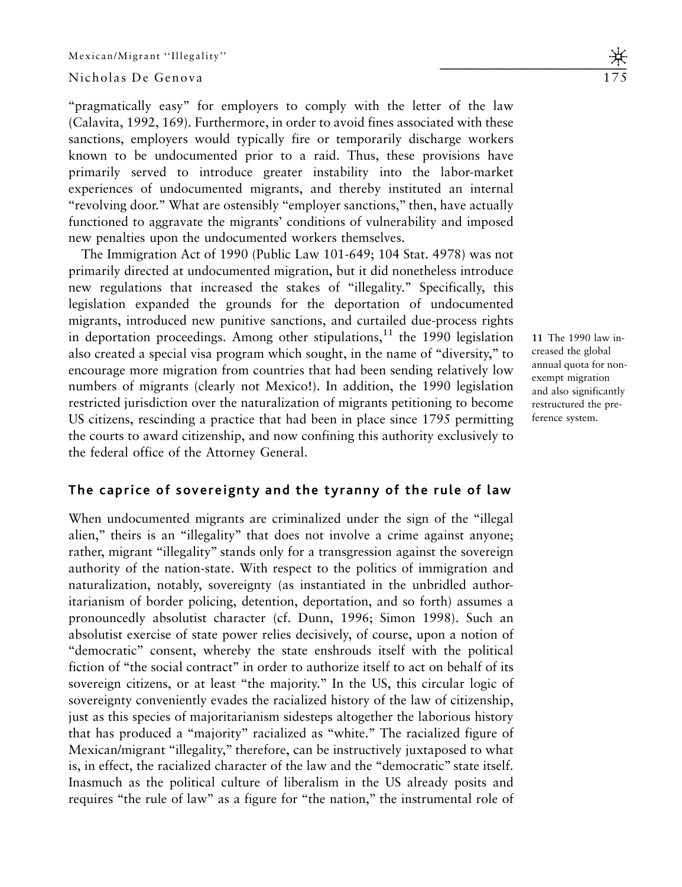"pragmatically easy" for employers to comply with the letter of the law (Calavita, 1992, 169). Furthermore, in order to avoid fines associated with these sanctions, employers would typically fire or temporarily discharge workers known to be undocumented prior to a raid. Thus, these provisions have primarily served to introduce greater instability into the labor-market experiences of undocumented migrants, and thereby instituted an internal "revolving door." What are ostensibly "employer sanctions," then, have actually functioned to aggravate the migrants' conditions of vulnerability and imposed new penalties upon the undocumented workers themselves.

The Immigration Act of 1990 (Public Law 101-649; 104 Stat. 4978) was not primarily directed at undocumented migration, but it did nonetheless introduce new regulations that increased the stakes of "illegality." Specifically, this legislation expanded the grounds for the deportation of undocumented migrants, introduced new punitive sanctions, and curtailed due-process rights in deportation proceedings. Among other stipulations,[11] the 1990 legislation also created a special visa program which sought, in the name of "diversity," to encourage more migration from countries that had been sending relatively low numbers of migrants (clearly not Mexico!). In addition, the 1990 legislation restricted jurisdiction over the naturalization of migrants petitioning to become US citizens, rescinding a practice that had been in place since 1795 permitting the courts to award citizenship, and now confining this authority exclusively to the federal office of the Attorney General.

**11** The 1990 law increased the global annual quota for non-exempt migration and also significantly restructured the preference system.

## The caprice of sovereignty and the tyranny of the rule of law

When undocumented migrants are criminalized under the sign of the "illegal alien," theirs is an "illegality" that does not involve a crime against anyone; rather, migrant "illegality" stands only for a transgression against the sovereign authority of the nation-state. With respect to the politics of immigration and naturalization, notably, sovereignty (as instantiated in the unbridled authoritarianism of border policing, detention, deportation, and so forth) assumes a pronouncedly absolutist character (cf. Dunn, 1996; Simon 1998). Such an absolutist exercise of state power relies decisively, of course, upon a notion of "democratic" consent, whereby the state enshrouds itself with the political fiction of "the social contract" in order to authorize itself to act on behalf of its sovereign citizens, or at least "the majority." In the US, this circular logic of sovereignty conveniently evades the racialized history of the law of citizenship, just as this species of majoritarianism sidesteps altogether the laborious history that has produced a "majority" racialized as "white." The racialized figure of Mexican/migrant "illegality," therefore, can be instructively juxtaposed to what is, in effect, the racialized character of the law and the "democratic" state itself. Inasmuch as the political culture of liberalism in the US already posits and requires "the rule of law" as a figure for "the nation," the instrumental role of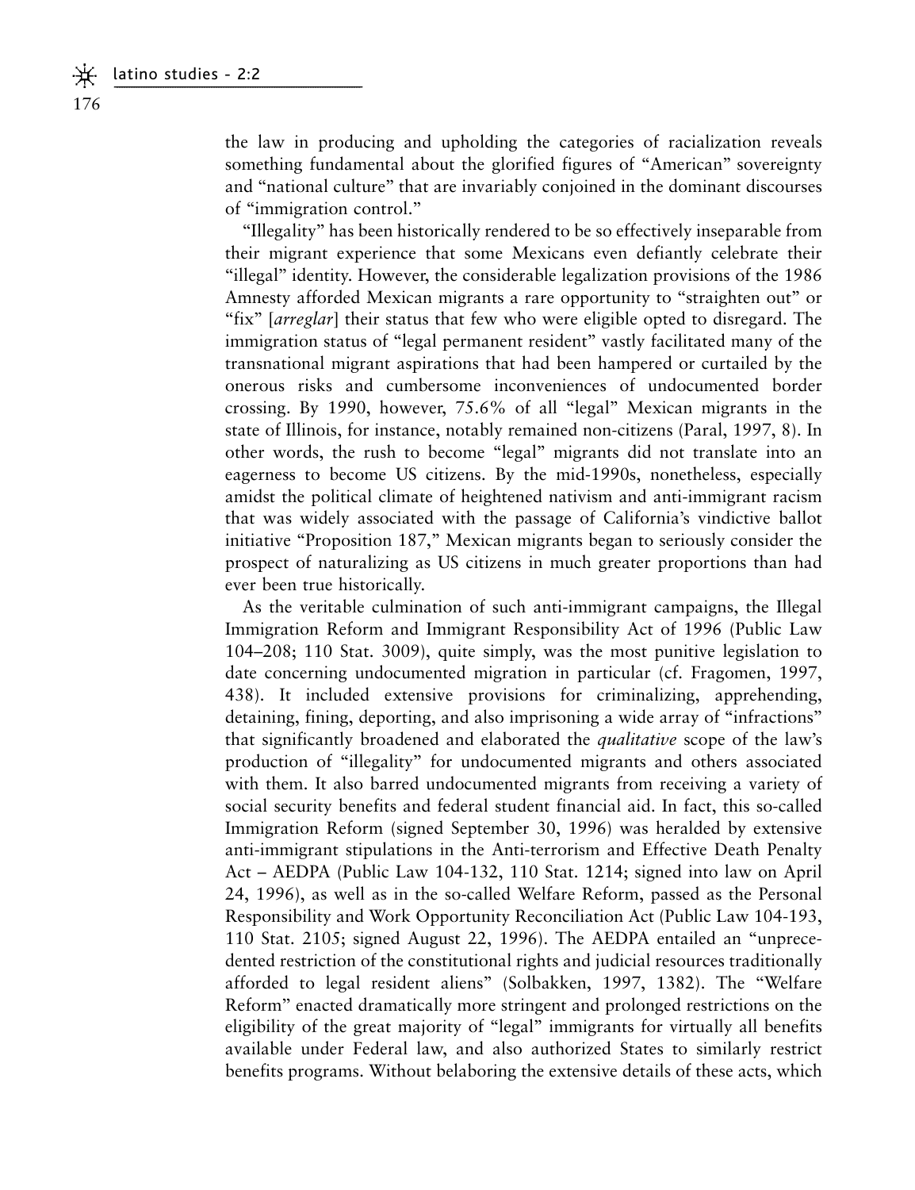the law in producing and upholding the categories of racialization reveals something fundamental about the glorified figures of "American" sovereignty and "national culture" that are invariably conjoined in the dominant discourses of "immigration control."

"Illegality" has been historically rendered to be so effectively inseparable from their migrant experience that some Mexicans even defiantly celebrate their "illegal" identity. However, the considerable legalization provisions of the 1986 Amnesty afforded Mexican migrants a rare opportunity to "straighten out" or "fix" [*arreglar*] their status that few who were eligible opted to disregard. The immigration status of "legal permanent resident" vastly facilitated many of the transnational migrant aspirations that had been hampered or curtailed by the onerous risks and cumbersome inconveniences of undocumented border crossing. By 1990, however, 75.6% of all "legal" Mexican migrants in the state of Illinois, for instance, notably remained non-citizens (Paral, 1997, 8). In other words, the rush to become "legal" migrants did not translate into an eagerness to become US citizens. By the mid-1990s, nonetheless, especially amidst the political climate of heightened nativism and anti-immigrant racism that was widely associated with the passage of California's vindictive ballot initiative "Proposition 187," Mexican migrants began to seriously consider the prospect of naturalizing as US citizens in much greater proportions than had ever been true historically.

As the veritable culmination of such anti-immigrant campaigns, the Illegal Immigration Reform and Immigrant Responsibility Act of 1996 (Public Law 104–208; 110 Stat. 3009), quite simply, was the most punitive legislation to date concerning undocumented migration in particular (cf. Fragomen, 1997, 438). It included extensive provisions for criminalizing, apprehending, detaining, fining, deporting, and also imprisoning a wide array of "infractions" that significantly broadened and elaborated the *qualitative* scope of the law's production of "illegality" for undocumented migrants and others associated with them. It also barred undocumented migrants from receiving a variety of social security benefits and federal student financial aid. In fact, this so-called Immigration Reform (signed September 30, 1996) was heralded by extensive anti-immigrant stipulations in the Anti-terrorism and Effective Death Penalty Act – AEDPA (Public Law 104-132, 110 Stat. 1214; signed into law on April 24, 1996), as well as in the so-called Welfare Reform, passed as the Personal Responsibility and Work Opportunity Reconciliation Act (Public Law 104-193, 110 Stat. 2105; signed August 22, 1996). The AEDPA entailed an "unprecedented restriction of the constitutional rights and judicial resources traditionally afforded to legal resident aliens" (Solbakken, 1997, 1382). The "Welfare Reform" enacted dramatically more stringent and prolonged restrictions on the eligibility of the great majority of "legal" immigrants for virtually all benefits available under Federal law, and also authorized States to similarly restrict benefits programs. Without belaboring the extensive details of these acts, which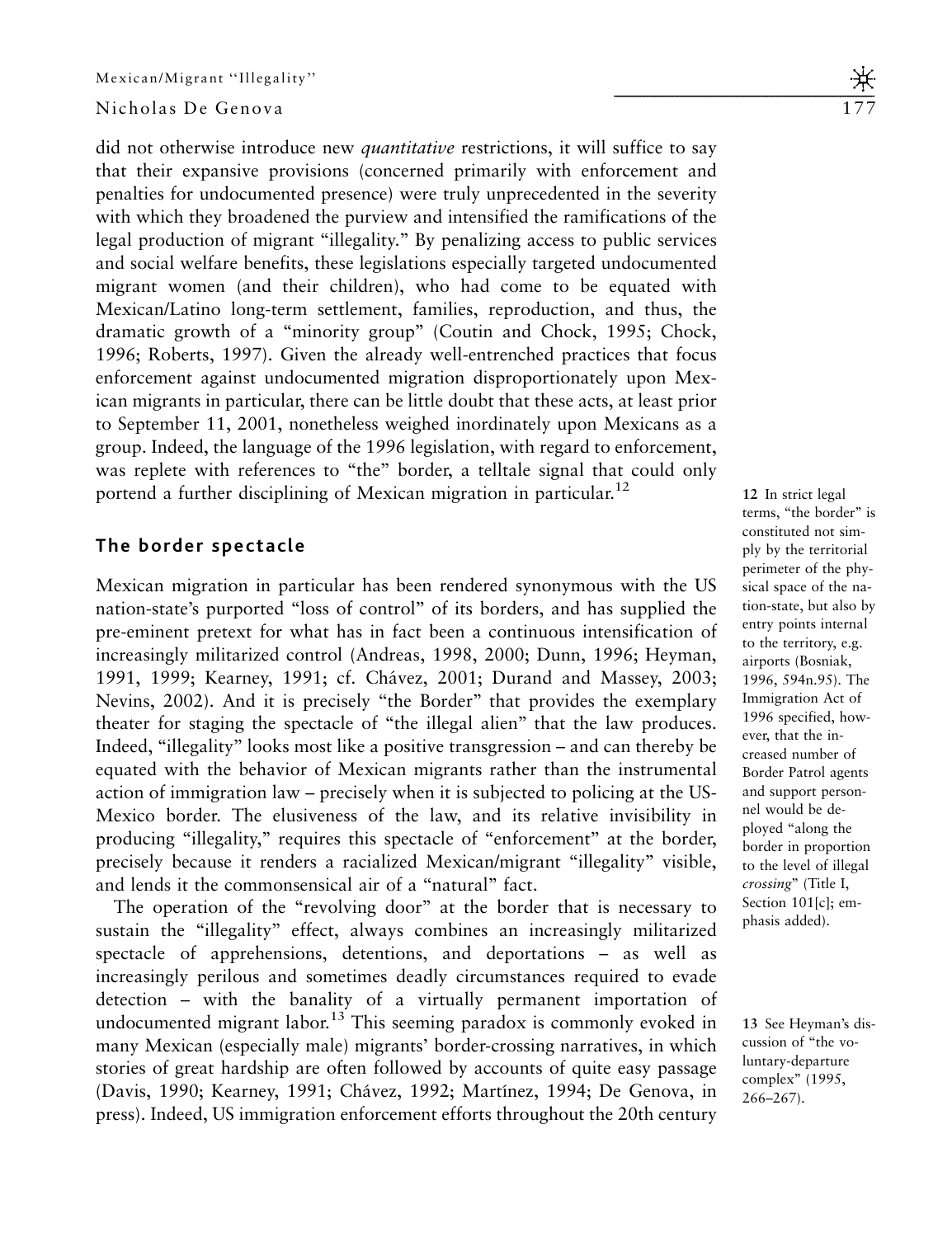did not otherwise introduce new *quantitative* restrictions, it will suffice to say that their expansive provisions (concerned primarily with enforcement and penalties for undocumented presence) were truly unprecedented in the severity with which they broadened the purview and intensified the ramifications of the legal production of migrant "illegality." By penalizing access to public services and social welfare benefits, these legislations especially targeted undocumented migrant women (and their children), who had come to be equated with Mexican/Latino long-term settlement, families, reproduction, and thus, the dramatic growth of a "minority group" (Coutin and Chock, 1995; Chock, 1996; Roberts, 1997). Given the already well-entrenched practices that focus enforcement against undocumented migration disproportionately upon Mexican migrants in particular, there can be little doubt that these acts, at least prior to September 11, 2001, nonetheless weighed inordinately upon Mexicans as a group. Indeed, the language of the 1996 legislation, with regard to enforcement, was replete with references to "the" border, a telltale signal that could only portend a further disciplining of Mexican migration in particular.[12]

## The border spectacle

Mexican migration in particular has been rendered synonymous with the US nation-state's purported "loss of control" of its borders, and has supplied the pre-eminent pretext for what has in fact been a continuous intensification of increasingly militarized control (Andreas, 1998, 2000; Dunn, 1996; Heyman, 1991, 1999; Kearney, 1991; cf. Chávez, 2001; Durand and Massey, 2003; Nevins, 2002). And it is precisely "the Border" that provides the exemplary theater for staging the spectacle of "the illegal alien" that the law produces. Indeed, "illegality" looks most like a positive transgression – and can thereby be equated with the behavior of Mexican migrants rather than the instrumental action of immigration law – precisely when it is subjected to policing at the US-Mexico border. The elusiveness of the law, and its relative invisibility in producing "illegality," requires this spectacle of "enforcement" at the border, precisely because it renders a racialized Mexican/migrant "illegality" visible, and lends it the commonsensical air of a "natural" fact.

The operation of the "revolving door" at the border that is necessary to sustain the "illegality" effect, always combines an increasingly militarized spectacle of apprehensions, detentions, and deportations – as well as increasingly perilous and sometimes deadly circumstances required to evade detection – with the banality of a virtually permanent importation of undocumented migrant labor.[13] This seeming paradox is commonly evoked in many Mexican (especially male) migrants' border-crossing narratives, in which stories of great hardship are often followed by accounts of quite easy passage (Davis, 1990; Kearney, 1991; Chávez, 1992; Martínez, 1994; De Genova, in press). Indeed, US immigration enforcement efforts throughout the 20th century

12 In strict legal terms, "the border" is constituted not simply by the territorial perimeter of the physical space of the nation-state, but also by entry points internal to the territory, e.g. airports (Bosniak, 1996, 594n.95). The Immigration Act of 1996 specified, however, that the increased number of Border Patrol agents and support personnel would be deployed "along the border in proportion to the level of illegal *crossing*" (Title I, Section 101[c]; emphasis added).

13 See Heyman's discussion of "the voluntary-departure complex" (1995, 266–267).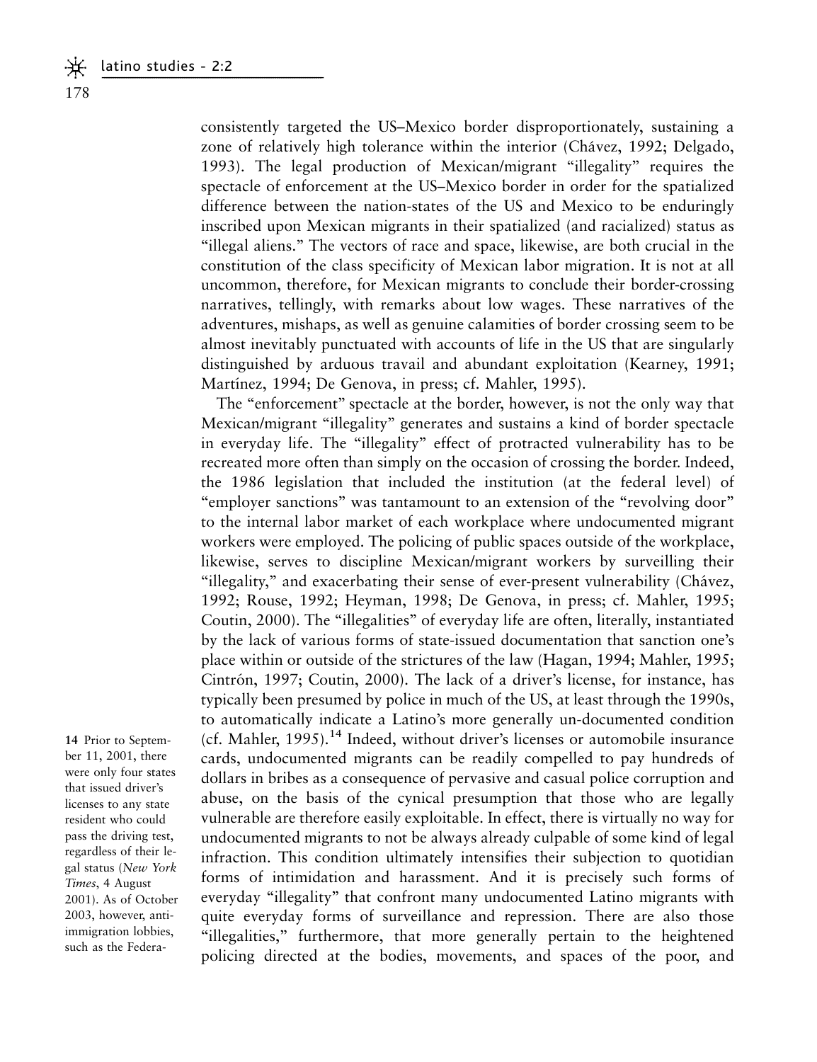consistently targeted the US–Mexico border disproportionately, sustaining a zone of relatively high tolerance within the interior (Chávez, 1992; Delgado, 1993). The legal production of Mexican/migrant "illegality" requires the spectacle of enforcement at the US–Mexico border in order for the spatialized difference between the nation-states of the US and Mexico to be enduringly inscribed upon Mexican migrants in their spatialized (and racialized) status as "illegal aliens." The vectors of race and space, likewise, are both crucial in the constitution of the class specificity of Mexican labor migration. It is not at all uncommon, therefore, for Mexican migrants to conclude their border-crossing narratives, tellingly, with remarks about low wages. These narratives of the adventures, mishaps, as well as genuine calamities of border crossing seem to be almost inevitably punctuated with accounts of life in the US that are singularly distinguished by arduous travail and abundant exploitation (Kearney, 1991; Martínez, 1994; De Genova, in press; cf. Mahler, 1995).

The "enforcement" spectacle at the border, however, is not the only way that Mexican/migrant "illegality" generates and sustains a kind of border spectacle in everyday life. The "illegality" effect of protracted vulnerability has to be recreated more often than simply on the occasion of crossing the border. Indeed, the 1986 legislation that included the institution (at the federal level) of "employer sanctions" was tantamount to an extension of the "revolving door" to the internal labor market of each workplace where undocumented migrant workers were employed. The policing of public spaces outside of the workplace, likewise, serves to discipline Mexican/migrant workers by surveilling their "illegality," and exacerbating their sense of ever-present vulnerability (Chávez, 1992; Rouse, 1992; Heyman, 1998; De Genova, in press; cf. Mahler, 1995; Coutin, 2000). The "illegalities" of everyday life are often, literally, instantiated by the lack of various forms of state-issued documentation that sanction one's place within or outside of the strictures of the law (Hagan, 1994; Mahler, 1995; Cintrón, 1997; Coutin, 2000). The lack of a driver's license, for instance, has typically been presumed by police in much of the US, at least through the 1990s, to automatically indicate a Latino's more generally un-documented condition (cf. Mahler, 1995).[14] Indeed, without driver's licenses or automobile insurance cards, undocumented migrants can be readily compelled to pay hundreds of dollars in bribes as a consequence of pervasive and casual police corruption and abuse, on the basis of the cynical presumption that those who are legally vulnerable are therefore easily exploitable. In effect, there is virtually no way for undocumented migrants to not be always already culpable of some kind of legal infraction. This condition ultimately intensifies their subjection to quotidian forms of intimidation and harassment. And it is precisely such forms of everyday "illegality" that confront many undocumented Latino migrants with quite everyday forms of surveillance and repression. There are also those "illegalities," furthermore, that more generally pertain to the heightened policing directed at the bodies, movements, and spaces of the poor, and

14 Prior to September 11, 2001, there were only four states that issued driver's licenses to any state resident who could pass the driving test, regardless of their legal status (*New York Times*, 4 August 2001). As of October 2003, however, anti-immigration lobbies, such as the Federa-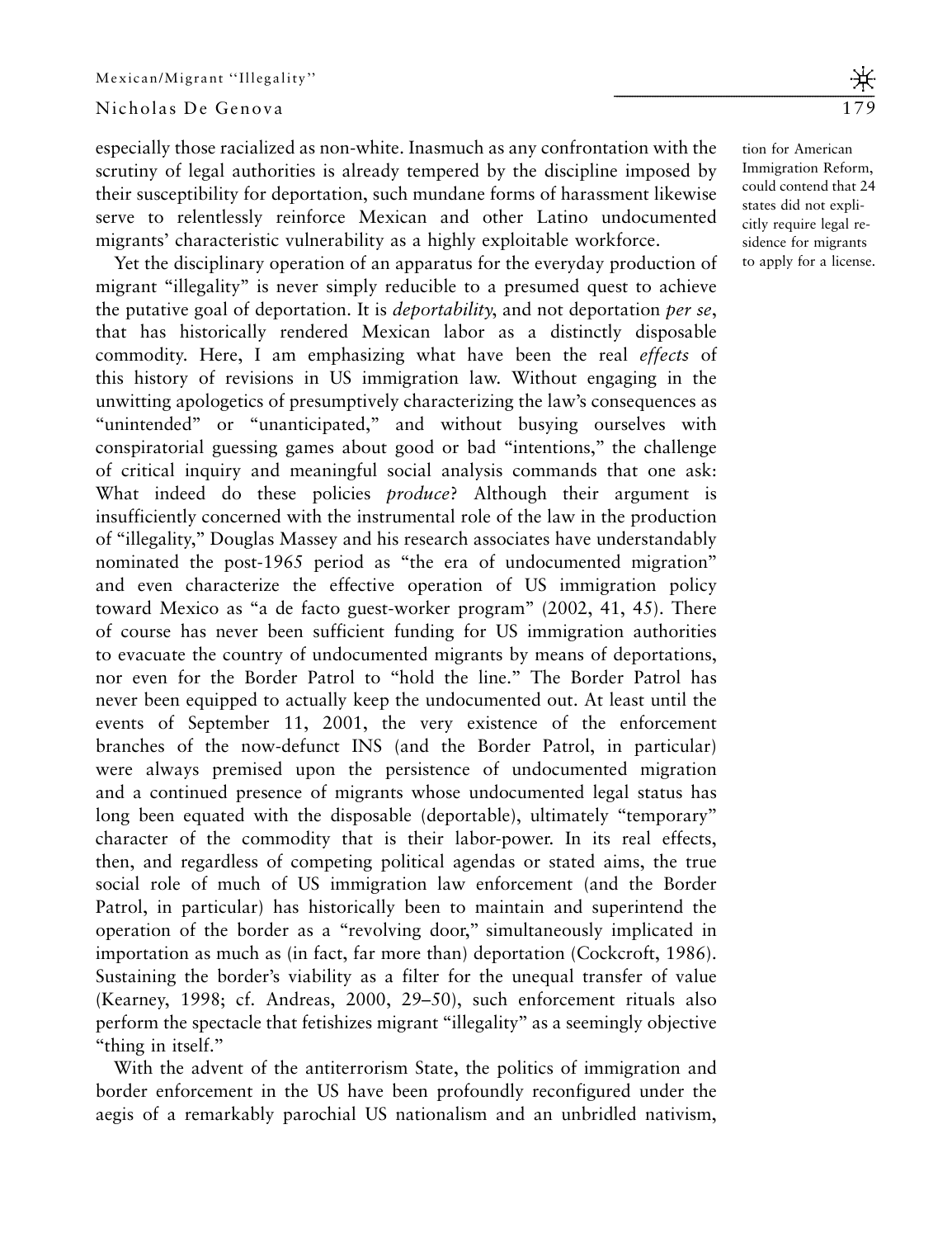especially those racialized as non-white. Inasmuch as any confrontation with the scrutiny of legal authorities is already tempered by the discipline imposed by their susceptibility for deportation, such mundane forms of harassment likewise serve to relentlessly reinforce Mexican and other Latino undocumented migrants' characteristic vulnerability as a highly exploitable workforce.

tion for American Immigration Reform, could contend that 24 states did not explicitly require legal residence for migrants to apply for a license.

Yet the disciplinary operation of an apparatus for the everyday production of migrant "illegality" is never simply reducible to a presumed quest to achieve the putative goal of deportation. It is *deportability*, and not deportation *per se*, that has historically rendered Mexican labor as a distinctly disposable commodity. Here, I am emphasizing what have been the real *effects* of this history of revisions in US immigration law. Without engaging in the unwitting apologetics of presumptively characterizing the law's consequences as "unintended" or "unanticipated," and without busying ourselves with conspiratorial guessing games about good or bad "intentions," the challenge of critical inquiry and meaningful social analysis commands that one ask: What indeed do these policies *produce*? Although their argument is insufficiently concerned with the instrumental role of the law in the production of "illegality," Douglas Massey and his research associates have understandably nominated the post-1965 period as "the era of undocumented migration" and even characterize the effective operation of US immigration policy toward Mexico as "a de facto guest-worker program" (2002, 41, 45). There of course has never been sufficient funding for US immigration authorities to evacuate the country of undocumented migrants by means of deportations, nor even for the Border Patrol to "hold the line." The Border Patrol has never been equipped to actually keep the undocumented out. At least until the events of September 11, 2001, the very existence of the enforcement branches of the now-defunct INS (and the Border Patrol, in particular) were always premised upon the persistence of undocumented migration and a continued presence of migrants whose undocumented legal status has long been equated with the disposable (deportable), ultimately "temporary" character of the commodity that is their labor-power. In its real effects, then, and regardless of competing political agendas or stated aims, the true social role of much of US immigration law enforcement (and the Border Patrol, in particular) has historically been to maintain and superintend the operation of the border as a "revolving door," simultaneously implicated in importation as much as (in fact, far more than) deportation (Cockcroft, 1986). Sustaining the border's viability as a filter for the unequal transfer of value (Kearney, 1998; cf. Andreas, 2000, 29–50), such enforcement rituals also perform the spectacle that fetishizes migrant "illegality" as a seemingly objective "thing in itself."

With the advent of the antiterrorism State, the politics of immigration and border enforcement in the US have been profoundly reconfigured under the aegis of a remarkably parochial US nationalism and an unbridled nativism,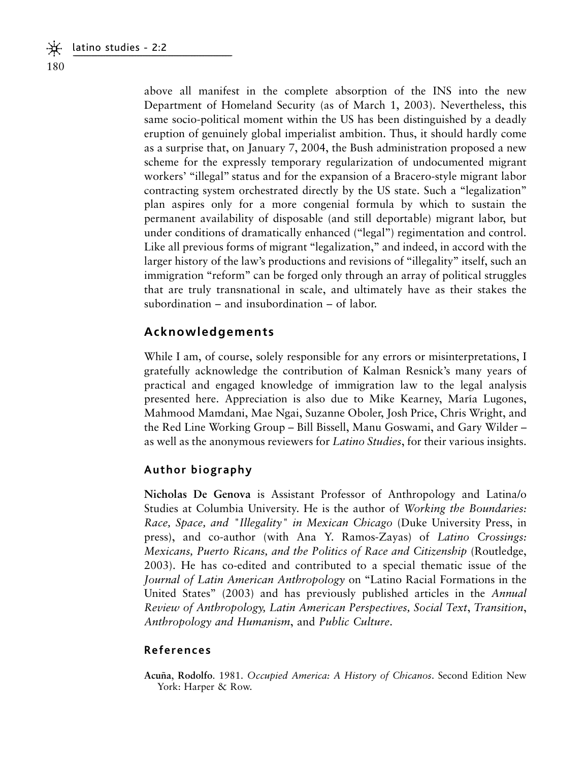above all manifest in the complete absorption of the INS into the new Department of Homeland Security (as of March 1, 2003). Nevertheless, this same socio-political moment within the US has been distinguished by a deadly eruption of genuinely global imperialist ambition. Thus, it should hardly come as a surprise that, on January 7, 2004, the Bush administration proposed a new scheme for the expressly temporary regularization of undocumented migrant workers' "illegal" status and for the expansion of a Bracero-style migrant labor contracting system orchestrated directly by the US state. Such a "legalization" plan aspires only for a more congenial formula by which to sustain the permanent availability of disposable (and still deportable) migrant labor, but under conditions of dramatically enhanced ("legal") regimentation and control. Like all previous forms of migrant "legalization," and indeed, in accord with the larger history of the law's productions and revisions of "illegality" itself, such an immigration "reform" can be forged only through an array of political struggles that are truly transnational in scale, and ultimately have as their stakes the subordination – and insubordination – of labor.

## Acknowledgements

While I am, of course, solely responsible for any errors or misinterpretations, I gratefully acknowledge the contribution of Kalman Resnick's many years of practical and engaged knowledge of immigration law to the legal analysis presented here. Appreciation is also due to Mike Kearney, María Lugones, Mahmood Mamdani, Mae Ngai, Suzanne Oboler, Josh Price, Chris Wright, and the Red Line Working Group – Bill Bissell, Manu Goswami, and Gary Wilder – as well as the anonymous reviewers for *Latino Studies*, for their various insights.

## Author biography

**Nicholas De Genova** is Assistant Professor of Anthropology and Latina/o Studies at Columbia University. He is the author of *Working the Boundaries: Race, Space, and "Illegality" in Mexican Chicago* (Duke University Press, in press), and co-author (with Ana Y. Ramos-Zayas) of *Latino Crossings: Mexicans, Puerto Ricans, and the Politics of Race and Citizenship* (Routledge, 2003). He has co-edited and contributed to a special thematic issue of the *Journal of Latin American Anthropology* on "Latino Racial Formations in the United States" (2003) and has previously published articles in the *Annual Review of Anthropology, Latin American Perspectives, Social Text*, *Transition*, *Anthropology and Humanism*, and *Public Culture*.

## References

**Acuña, Rodolfo**. 1981. *Occupied America: A History of Chicanos*. Second Edition New York: Harper & Row.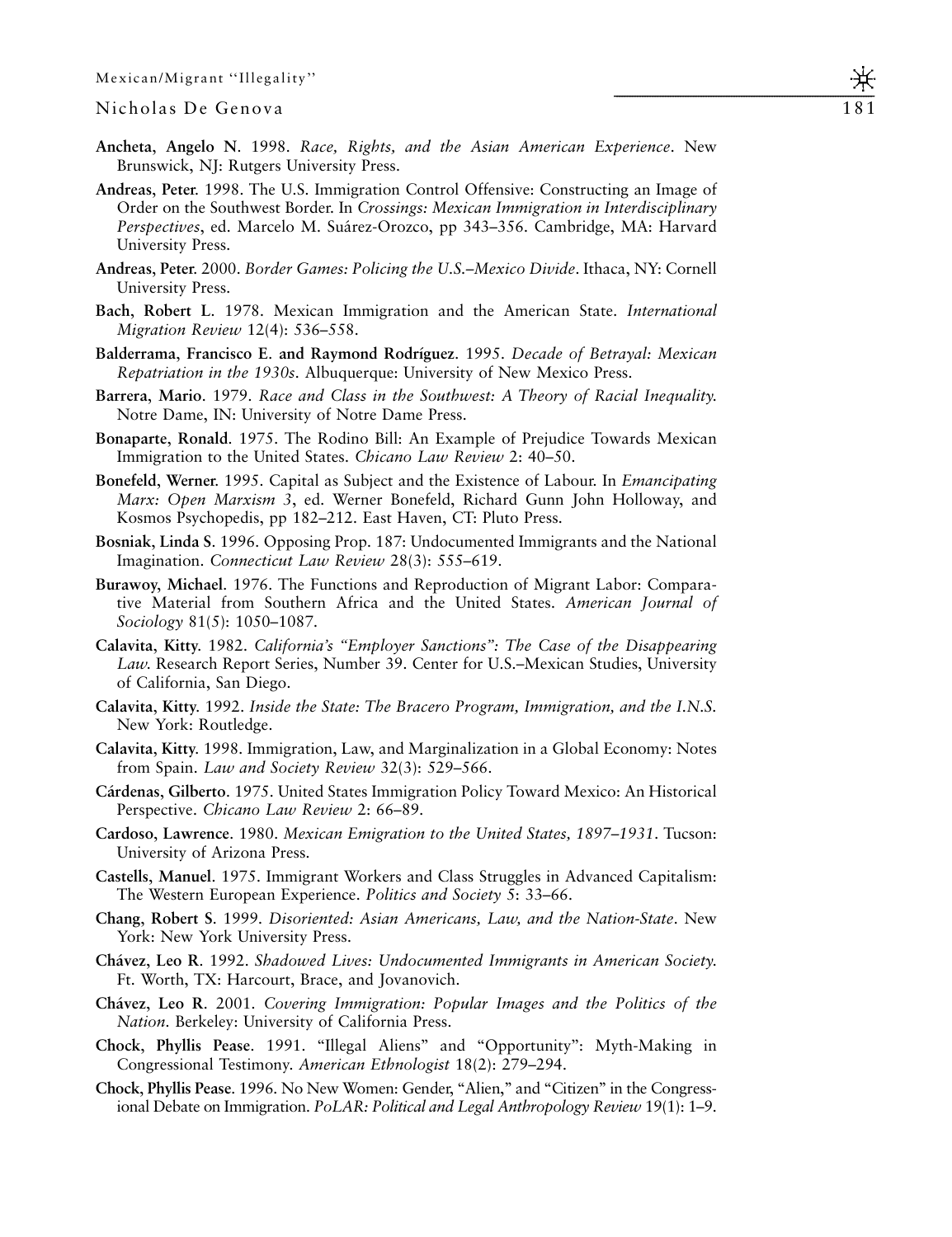**Ancheta, Angelo N**. 1998. *Race, Rights, and the Asian American Experience*. New Brunswick, NJ: Rutgers University Press.

**Andreas, Peter**. 1998. The U.S. Immigration Control Offensive: Constructing an Image of Order on the Southwest Border. In *Crossings: Mexican Immigration in Interdisciplinary Perspectives*, ed. Marcelo M. Suárez-Orozco, pp 343–356. Cambridge, MA: Harvard University Press.

**Andreas, Peter**. 2000. *Border Games: Policing the U.S.–Mexico Divide*. Ithaca, NY: Cornell University Press.

**Bach, Robert L**. 1978. Mexican Immigration and the American State. *International Migration Review* 12(4): 536–558.

**Balderrama, Francisco E. and Raymond Rodríguez**. 1995. *Decade of Betrayal: Mexican Repatriation in the 1930s*. Albuquerque: University of New Mexico Press.

**Barrera, Mario**. 1979. *Race and Class in the Southwest: A Theory of Racial Inequality.* Notre Dame, IN: University of Notre Dame Press.

**Bonaparte, Ronald**. 1975. The Rodino Bill: An Example of Prejudice Towards Mexican Immigration to the United States. *Chicano Law Review* 2: 40–50.

**Bonefeld, Werner**. 1995. Capital as Subject and the Existence of Labour. In *Emancipating Marx: Open Marxism 3*, ed. Werner Bonefeld, Richard Gunn John Holloway, and Kosmos Psychopedis, pp 182–212. East Haven, CT: Pluto Press.

**Bosniak, Linda S**. 1996. Opposing Prop. 187: Undocumented Immigrants and the National Imagination. *Connecticut Law Review* 28(3): 555–619.

**Burawoy, Michael**. 1976. The Functions and Reproduction of Migrant Labor: Comparative Material from Southern Africa and the United States. *American Journal of Sociology* 81(5): 1050–1087.

**Calavita, Kitty**. 1982. *California's "Employer Sanctions": The Case of the Disappearing Law.* Research Report Series, Number 39. Center for U.S.–Mexican Studies, University of California, San Diego.

**Calavita, Kitty**. 1992. *Inside the State: The Bracero Program, Immigration, and the I.N.S.* New York: Routledge.

**Calavita, Kitty**. 1998. Immigration, Law, and Marginalization in a Global Economy: Notes from Spain. *Law and Society Review* 32(3): 529–566.

**Cárdenas, Gilberto**. 1975. United States Immigration Policy Toward Mexico: An Historical Perspective. *Chicano Law Review* 2: 66–89.

**Cardoso, Lawrence**. 1980. *Mexican Emigration to the United States, 1897–1931*. Tucson: University of Arizona Press.

**Castells, Manuel**. 1975. Immigrant Workers and Class Struggles in Advanced Capitalism: The Western European Experience. *Politics and Society* 5: 33–66.

**Chang, Robert S**. 1999. *Disoriented: Asian Americans, Law, and the Nation-State*. New York: New York University Press.

**Chávez, Leo R**. 1992. *Shadowed Lives: Undocumented Immigrants in American Society.* Ft. Worth, TX: Harcourt, Brace, and Jovanovich.

**Chávez, Leo R**. 2001. *Covering Immigration: Popular Images and the Politics of the Nation*. Berkeley: University of California Press.

**Chock, Phyllis Pease**. 1991. "Illegal Aliens" and "Opportunity": Myth-Making in Congressional Testimony. *American Ethnologist* 18(2): 279–294.

**Chock, Phyllis Pease**. 1996. No New Women: Gender, "Alien," and "Citizen" in the Congressional Debate on Immigration. *PoLAR: Political and Legal Anthropology Review* 19(1): 1–9.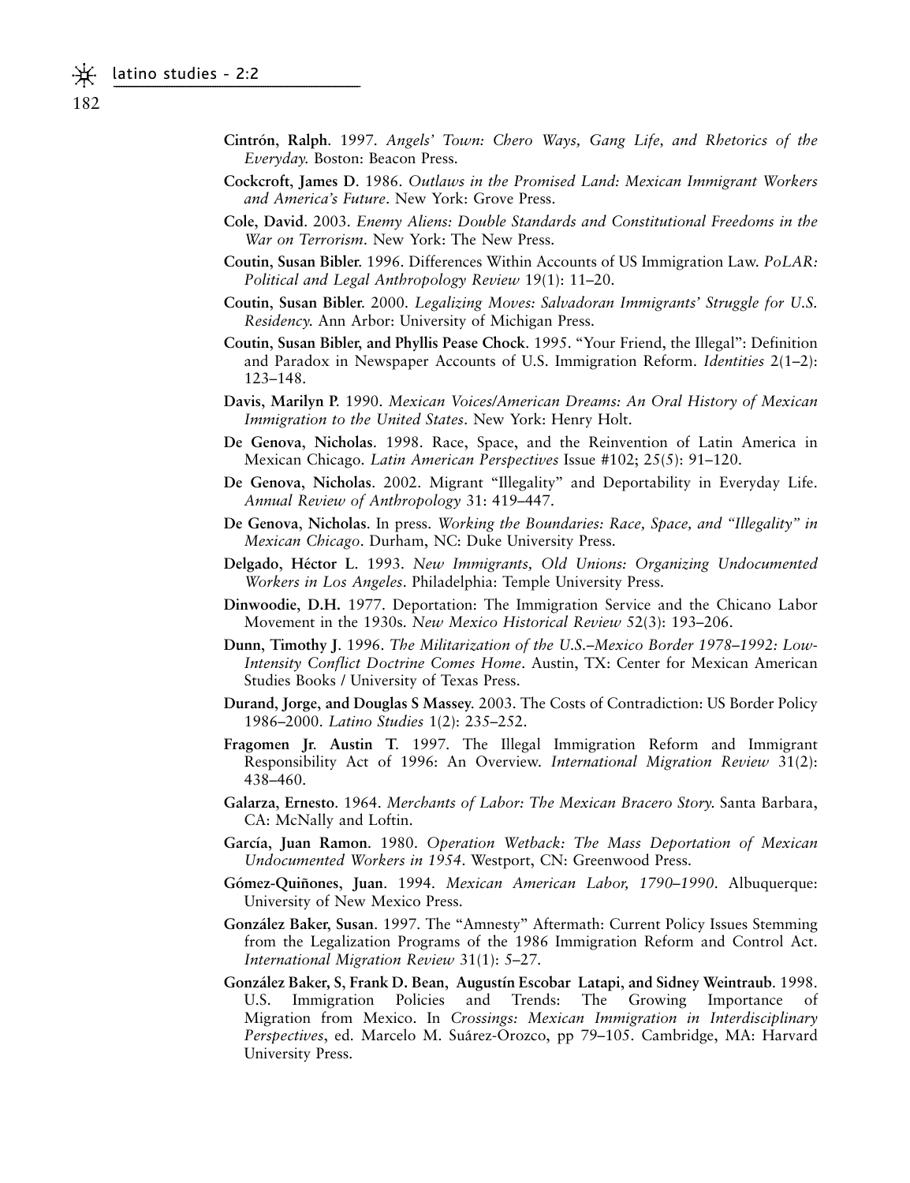**Cintrón, Ralph**. 1997. *Angels' Town: Chero Ways, Gang Life, and Rhetorics of the Everyday*. Boston: Beacon Press.

**Cockcroft, James D**. 1986. *Outlaws in the Promised Land: Mexican Immigrant Workers and America's Future*. New York: Grove Press.

**Cole, David**. 2003. *Enemy Aliens: Double Standards and Constitutional Freedoms in the War on Terrorism*. New York: The New Press.

**Coutin, Susan Bibler**. 1996. Differences Within Accounts of US Immigration Law. *PoLAR: Political and Legal Anthropology Review* 19(1): 11–20.

**Coutin, Susan Bibler**. 2000. *Legalizing Moves: Salvadoran Immigrants' Struggle for U.S. Residency*. Ann Arbor: University of Michigan Press.

**Coutin, Susan Bibler, and Phyllis Pease Chock**. 1995. "Your Friend, the Illegal": Definition and Paradox in Newspaper Accounts of U.S. Immigration Reform. *Identities* 2(1–2): 123–148.

**Davis, Marilyn P**. 1990. *Mexican Voices/American Dreams: An Oral History of Mexican Immigration to the United States*. New York: Henry Holt.

**De Genova, Nicholas**. 1998. Race, Space, and the Reinvention of Latin America in Mexican Chicago. *Latin American Perspectives* Issue #102; 25(5): 91–120.

**De Genova, Nicholas**. 2002. Migrant "Illegality" and Deportability in Everyday Life. *Annual Review of Anthropology* 31: 419–447.

**De Genova, Nicholas**. In press. *Working the Boundaries: Race, Space, and "Illegality" in Mexican Chicago*. Durham, NC: Duke University Press.

**Delgado, Héctor L**. 1993. *New Immigrants, Old Unions: Organizing Undocumented Workers in Los Angeles*. Philadelphia: Temple University Press.

**Dinwoodie, D.H.** 1977. Deportation: The Immigration Service and the Chicano Labor Movement in the 1930s. *New Mexico Historical Review* 52(3): 193–206.

**Dunn, Timothy J**. 1996. *The Militarization of the U.S.–Mexico Border 1978–1992: Low-Intensity Conflict Doctrine Comes Home*. Austin, TX: Center for Mexican American Studies Books / University of Texas Press.

**Durand, Jorge, and Douglas S Massey**. 2003. The Costs of Contradiction: US Border Policy 1986–2000. *Latino Studies* 1(2): 235–252.

**Fragomen Jr. Austin T**. 1997. The Illegal Immigration Reform and Immigrant Responsibility Act of 1996: An Overview. *International Migration Review* 31(2): 438–460.

**Galarza, Ernesto**. 1964. *Merchants of Labor: The Mexican Bracero Story*. Santa Barbara, CA: McNally and Loftin.

**García, Juan Ramon**. 1980. *Operation Wetback: The Mass Deportation of Mexican Undocumented Workers in 1954*. Westport, CN: Greenwood Press.

**Gómez-Quiñones, Juan**. 1994. *Mexican American Labor, 1790–1990*. Albuquerque: University of New Mexico Press.

**González Baker, Susan**. 1997. The "Amnesty" Aftermath: Current Policy Issues Stemming from the Legalization Programs of the 1986 Immigration Reform and Control Act. *International Migration Review* 31(1): 5–27.

**González Baker, S, Frank D. Bean, Augustín Escobar Latapi, and Sidney Weintraub**. 1998. U.S. Immigration Policies and Trends: The Growing Importance of Migration from Mexico. In *Crossings: Mexican Immigration in Interdisciplinary Perspectives*, ed. Marcelo M. Suárez-Orozco, pp 79–105. Cambridge, MA: Harvard University Press.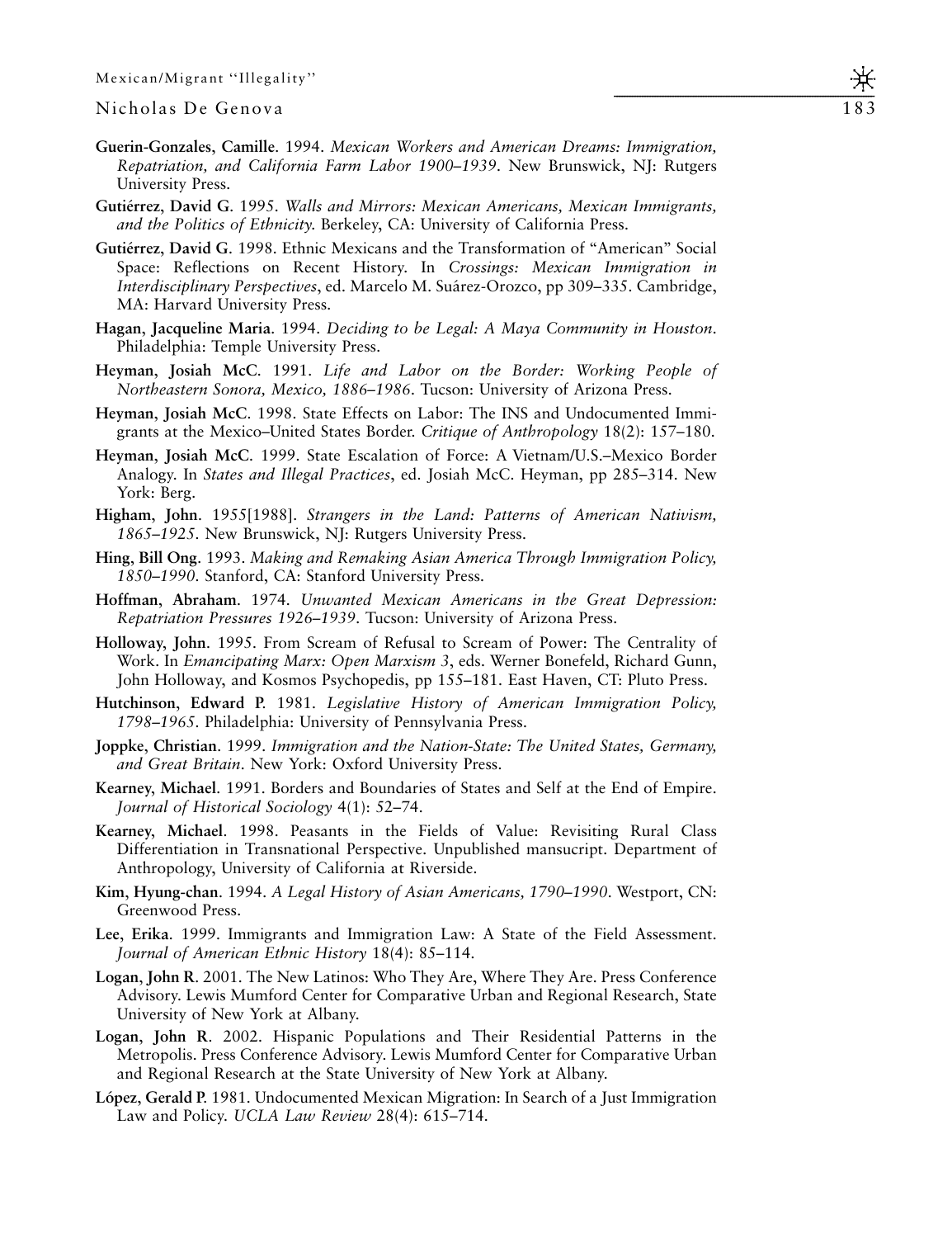**Guerin-Gonzales, Camille**. 1994. *Mexican Workers and American Dreams: Immigration, Repatriation, and California Farm Labor 1900–1939*. New Brunswick, NJ: Rutgers University Press.

**Gutiérrez, David G**. 1995. *Walls and Mirrors: Mexican Americans, Mexican Immigrants, and the Politics of Ethnicity*. Berkeley, CA: University of California Press.

**Gutiérrez, David G**. 1998. Ethnic Mexicans and the Transformation of "American" Social Space: Reflections on Recent History. In *Crossings: Mexican Immigration in Interdisciplinary Perspectives*, ed. Marcelo M. Suárez-Orozco, pp 309–335. Cambridge, MA: Harvard University Press.

**Hagan, Jacqueline Maria**. 1994. *Deciding to be Legal: A Maya Community in Houston*. Philadelphia: Temple University Press.

**Heyman, Josiah McC**. 1991. *Life and Labor on the Border: Working People of Northeastern Sonora, Mexico, 1886–1986*. Tucson: University of Arizona Press.

**Heyman, Josiah McC**. 1998. State Effects on Labor: The INS and Undocumented Immigrants at the Mexico–United States Border. *Critique of Anthropology* 18(2): 157–180.

**Heyman, Josiah McC**. 1999. State Escalation of Force: A Vietnam/U.S.–Mexico Border Analogy. In *States and Illegal Practices*, ed. Josiah McC. Heyman, pp 285–314. New York: Berg.

**Higham, John**. 1955[1988]. *Strangers in the Land: Patterns of American Nativism, 1865–1925*. New Brunswick, NJ: Rutgers University Press.

**Hing, Bill Ong**. 1993. *Making and Remaking Asian America Through Immigration Policy, 1850–1990*. Stanford, CA: Stanford University Press.

**Hoffman, Abraham**. 1974. *Unwanted Mexican Americans in the Great Depression: Repatriation Pressures 1926–1939*. Tucson: University of Arizona Press.

**Holloway, John**. 1995. From Scream of Refusal to Scream of Power: The Centrality of Work. In *Emancipating Marx: Open Marxism 3*, eds. Werner Bonefeld, Richard Gunn, John Holloway, and Kosmos Psychopedis, pp 155–181. East Haven, CT: Pluto Press.

**Hutchinson, Edward P**. 1981. *Legislative History of American Immigration Policy, 1798–1965*. Philadelphia: University of Pennsylvania Press.

**Joppke, Christian**. 1999. *Immigration and the Nation-State: The United States, Germany, and Great Britain*. New York: Oxford University Press.

**Kearney, Michael**. 1991. Borders and Boundaries of States and Self at the End of Empire. *Journal of Historical Sociology* 4(1): 52–74.

**Kearney, Michael**. 1998. Peasants in the Fields of Value: Revisiting Rural Class Differentiation in Transnational Perspective. Unpublished mansucript. Department of Anthropology, University of California at Riverside.

**Kim, Hyung-chan**. 1994. *A Legal History of Asian Americans, 1790–1990*. Westport, CN: Greenwood Press.

**Lee, Erika**. 1999. Immigrants and Immigration Law: A State of the Field Assessment. *Journal of American Ethnic History* 18(4): 85–114.

**Logan, John R**. 2001. The New Latinos: Who They Are, Where They Are. Press Conference Advisory. Lewis Mumford Center for Comparative Urban and Regional Research, State University of New York at Albany.

**Logan, John R**. 2002. Hispanic Populations and Their Residential Patterns in the Metropolis. Press Conference Advisory. Lewis Mumford Center for Comparative Urban and Regional Research at the State University of New York at Albany.

**López, Gerald P**. 1981. Undocumented Mexican Migration: In Search of a Just Immigration Law and Policy. *UCLA Law Review* 28(4): 615–714.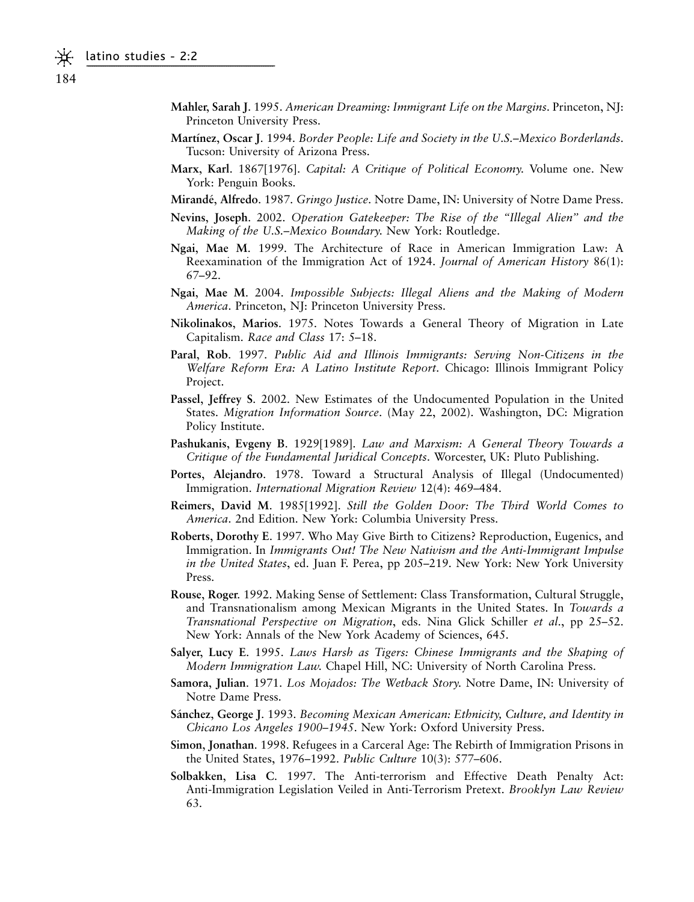**Mahler, Sarah J**. 1995. *American Dreaming: Immigrant Life on the Margins*. Princeton, NJ: Princeton University Press.

**Martínez, Oscar J**. 1994. *Border People: Life and Society in the U.S.–Mexico Borderlands*. Tucson: University of Arizona Press.

**Marx, Karl**. 1867[1976]. *Capital: A Critique of Political Economy.* Volume one. New York: Penguin Books.

**Mirandé, Alfredo**. 1987. *Gringo Justice*. Notre Dame, IN: University of Notre Dame Press.

**Nevins, Joseph**. 2002. *Operation Gatekeeper: The Rise of the "Illegal Alien" and the Making of the U.S.–Mexico Boundary.* New York: Routledge.

**Ngai, Mae M**. 1999. The Architecture of Race in American Immigration Law: A Reexamination of the Immigration Act of 1924. *Journal of American History* 86(1): 67–92.

**Ngai, Mae M**. 2004. *Impossible Subjects: Illegal Aliens and the Making of Modern America*. Princeton, NJ: Princeton University Press.

**Nikolinakos, Marios**. 1975. Notes Towards a General Theory of Migration in Late Capitalism. *Race and Class* 17: 5–18.

**Paral, Rob**. 1997. *Public Aid and Illinois Immigrants: Serving Non-Citizens in the Welfare Reform Era: A Latino Institute Report*. Chicago: Illinois Immigrant Policy Project.

**Passel, Jeffrey S**. 2002. New Estimates of the Undocumented Population in the United States. *Migration Information Source*. (May 22, 2002). Washington, DC: Migration Policy Institute.

**Pashukanis, Evgeny B**. 1929[1989]. *Law and Marxism: A General Theory Towards a Critique of the Fundamental Juridical Concepts*. Worcester, UK: Pluto Publishing.

**Portes, Alejandro**. 1978. Toward a Structural Analysis of Illegal (Undocumented) Immigration. *International Migration Review* 12(4): 469–484.

**Reimers, David M**. 1985[1992]. *Still the Golden Door: The Third World Comes to America*. 2nd Edition. New York: Columbia University Press.

**Roberts, Dorothy E**. 1997. Who May Give Birth to Citizens? Reproduction, Eugenics, and Immigration. In *Immigrants Out! The New Nativism and the Anti-Immigrant Impulse in the United States*, ed. Juan F. Perea, pp 205–219. New York: New York University Press.

**Rouse, Roger**. 1992. Making Sense of Settlement: Class Transformation, Cultural Struggle, and Transnationalism among Mexican Migrants in the United States. In *Towards a Transnational Perspective on Migration*, eds. Nina Glick Schiller *et al*., pp 25–52. New York: Annals of the New York Academy of Sciences, 645.

**Salyer, Lucy E**. 1995. *Laws Harsh as Tigers: Chinese Immigrants and the Shaping of Modern Immigration Law.* Chapel Hill, NC: University of North Carolina Press.

**Samora, Julian**. 1971. *Los Mojados: The Wetback Story.* Notre Dame, IN: University of Notre Dame Press.

**Sánchez, George J**. 1993. *Becoming Mexican American: Ethnicity, Culture, and Identity in Chicano Los Angeles 1900–1945*. New York: Oxford University Press.

**Simon, Jonathan**. 1998. Refugees in a Carceral Age: The Rebirth of Immigration Prisons in the United States, 1976–1992. *Public Culture* 10(3): 577–606.

**Solbakken, Lisa C**. 1997. The Anti-terrorism and Effective Death Penalty Act: Anti-Immigration Legislation Veiled in Anti-Terrorism Pretext. *Brooklyn Law Review* 63.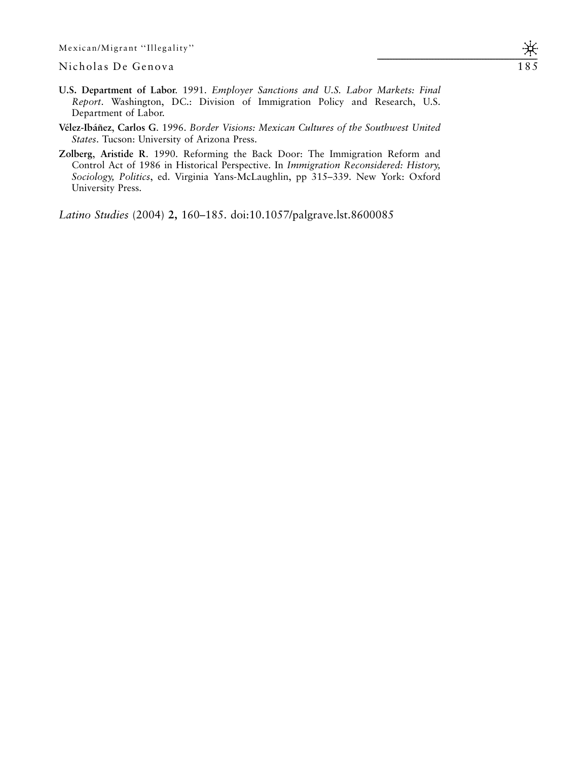**U.S. Department of Labor**. 1991. *Employer Sanctions and U.S. Labor Markets: Final Report*. Washington, DC.: Division of Immigration Policy and Research, U.S. Department of Labor.

**Vélez-Ibáñez**, **Carlos G**. 1996. *Border Visions: Mexican Cultures of the Southwest United States*. Tucson: University of Arizona Press.

**Zolberg**, **Aristide R**. 1990. Reforming the Back Door: The Immigration Reform and Control Act of 1986 in Historical Perspective. In *Immigration Reconsidered: History, Sociology, Politics*, ed. Virginia Yans-McLaughlin, pp 315–339. New York: Oxford University Press.

*Latino Studies* (2004) **2,** 160–185. doi:10.1057/palgrave.lst.8600085